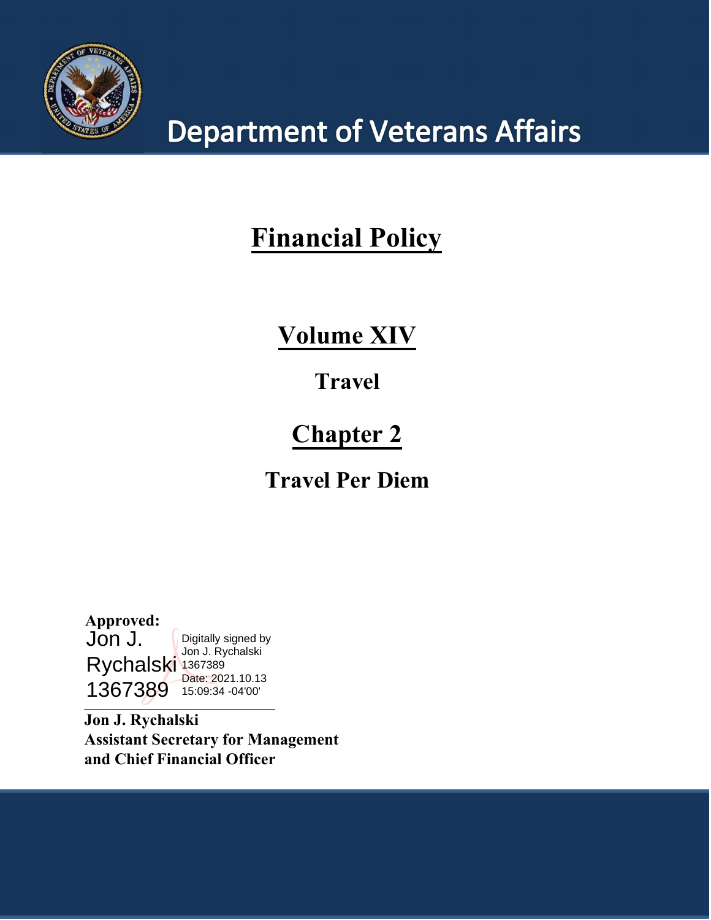# Department of Veterans Affairs

# Financial Policy

## Volume XIV

### Travel

## Chapter 2

### Travel Per Diem

**Approved:**

Jon J. Rychalski 1367389

Digitally signed by Jon J. Rychalski 1367389
Date: 2021.10.13 15:09:34 -04'00'

**Jon J. Rychalski**
**Assistant Secretary for Management and Chief Financial Officer**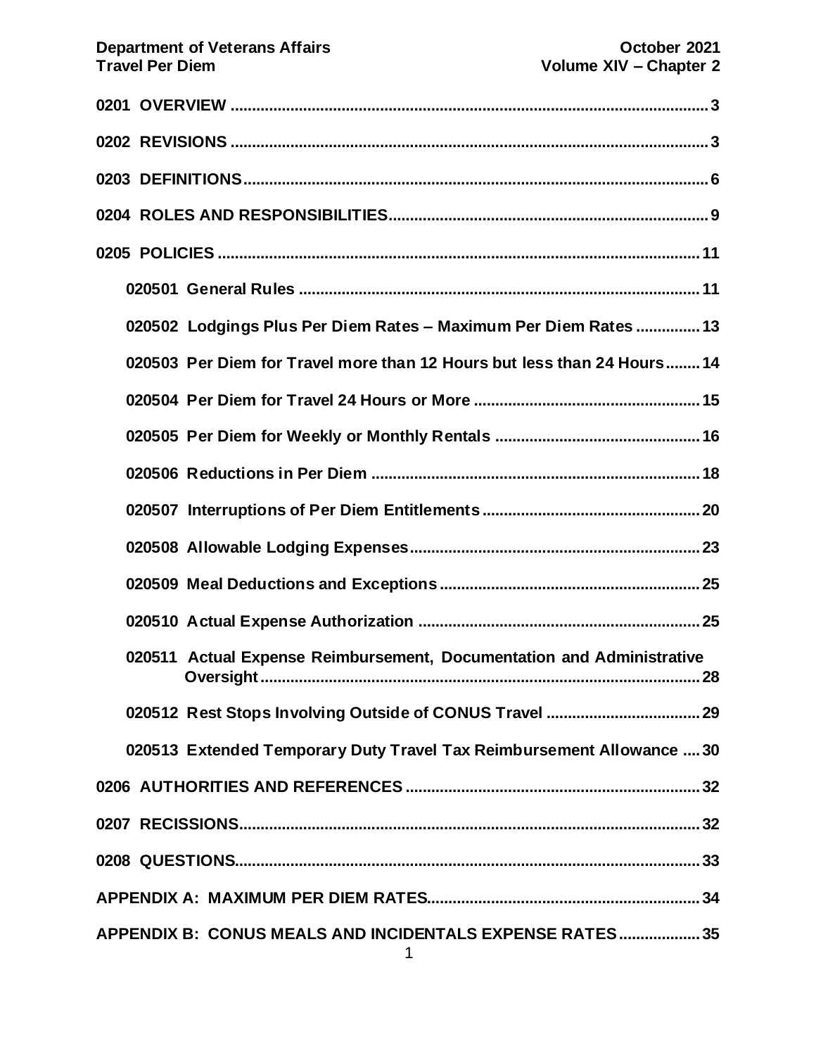**0201 OVERVIEW** 3

**0202 REVISIONS** 3

**0203 DEFINITIONS** 6

**0204 ROLES AND RESPONSIBILITIES** 9

**0205 POLICIES** 11

- **020501 General Rules** 11
- **020502 Lodgings Plus Per Diem Rates – Maximum Per Diem Rates** 13
- **020503 Per Diem for Travel more than 12 Hours but less than 24 Hours** 14
- **020504 Per Diem for Travel 24 Hours or More** 15
- **020505 Per Diem for Weekly or Monthly Rentals** 16
- **020506 Reductions in Per Diem** 18
- **020507 Interruptions of Per Diem Entitlements** 20
- **020508 Allowable Lodging Expenses** 23
- **020509 Meal Deductions and Exceptions** 25
- **020510 Actual Expense Authorization** 25
- **020511 Actual Expense Reimbursement, Documentation and Administrative Oversight** 28
- **020512 Rest Stops Involving Outside of CONUS Travel** 29
- **020513 Extended Temporary Duty Travel Tax Reimbursement Allowance** 30

**0206 AUTHORITIES AND REFERENCES** 32

**0207 RECISSIONS** 32

**0208 QUESTIONS** 33

**APPENDIX A: MAXIMUM PER DIEM RATES** 34

**APPENDIX B: CONUS MEALS AND INCIDENTALS EXPENSE RATES** 35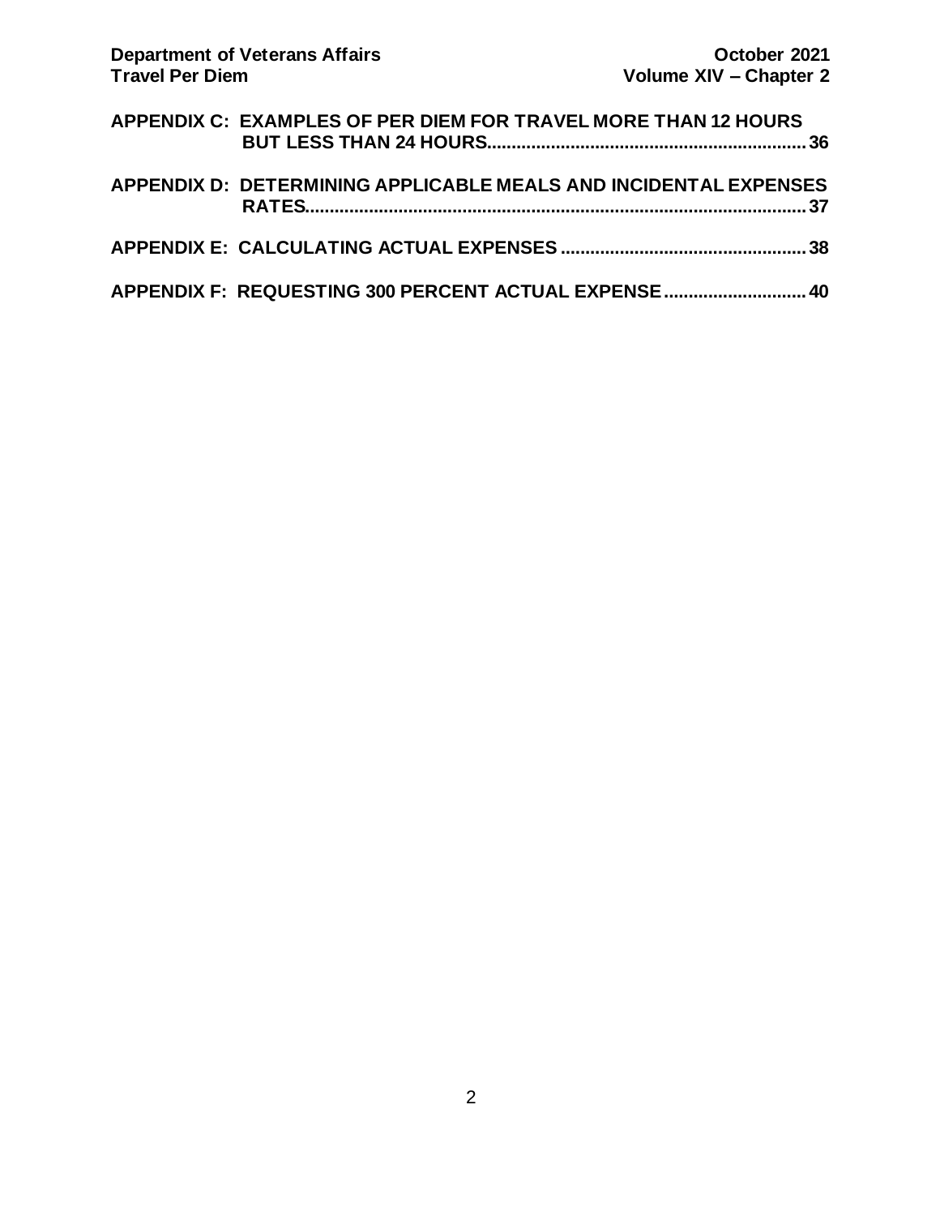**APPENDIX C: EXAMPLES OF PER DIEM FOR TRAVEL MORE THAN 12 HOURS BUT LESS THAN 24 HOURS** ........ 36

**APPENDIX D: DETERMINING APPLICABLE MEALS AND INCIDENTAL EXPENSES RATES** ........ 37

**APPENDIX E: CALCULATING ACTUAL EXPENSES** ........ 38

**APPENDIX F: REQUESTING 300 PERCENT ACTUAL EXPENSE** ........ 40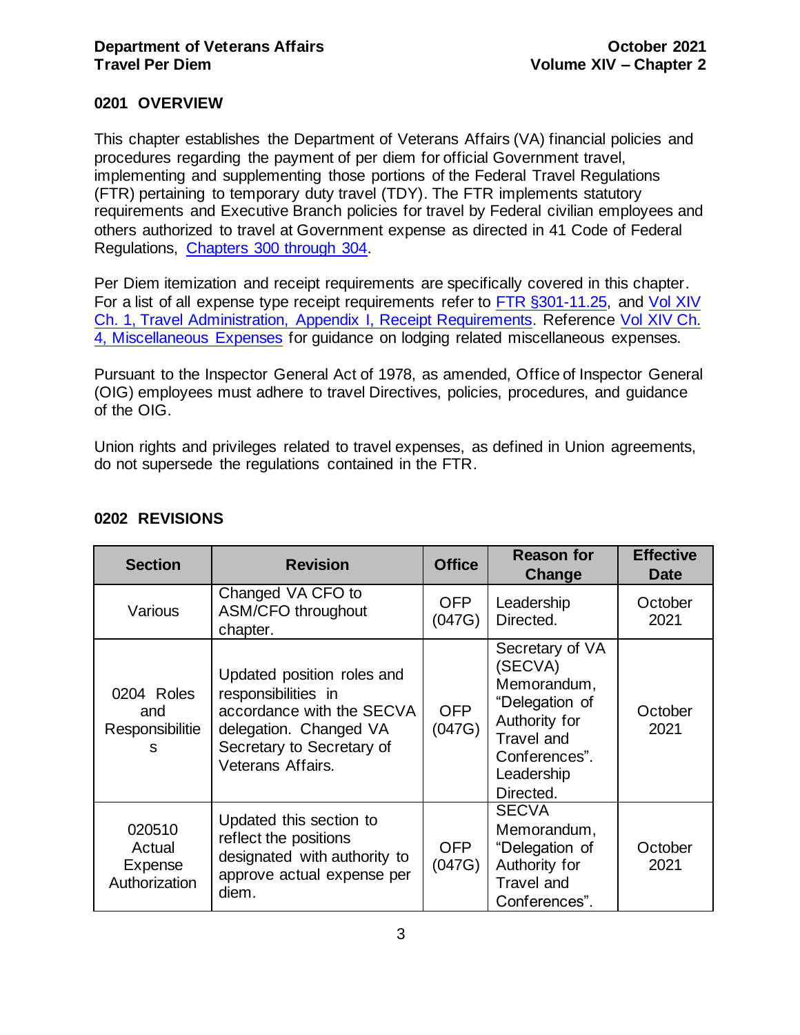## 0201 OVERVIEW

This chapter establishes the Department of Veterans Affairs (VA) financial policies and procedures regarding the payment of per diem for official Government travel, implementing and supplementing those portions of the Federal Travel Regulations (FTR) pertaining to temporary duty travel (TDY). The FTR implements statutory requirements and Executive Branch policies for travel by Federal civilian employees and others authorized to travel at Government expense as directed in 41 Code of Federal Regulations, [Chapters 300 through 304](#).

Per Diem itemization and receipt requirements are specifically covered in this chapter. For a list of all expense type receipt requirements refer to [FTR §301-11.25](#), and [Vol XIV Ch. 1, Travel Administration, Appendix I, Receipt Requirements](#). Reference [Vol XIV Ch. 4, Miscellaneous Expenses](#) for guidance on lodging related miscellaneous expenses.

Pursuant to the Inspector General Act of 1978, as amended, Office of Inspector General (OIG) employees must adhere to travel Directives, policies, procedures, and guidance of the OIG.

Union rights and privileges related to travel expenses, as defined in Union agreements, do not supersede the regulations contained in the FTR.

## 0202 REVISIONS

| Section | Revision | Office | Reason for Change | Effective Date |
|---|---|---|---|---|
| Various | Changed VA CFO to ASM/CFO throughout chapter. | OFP (047G) | Leadership Directed. | October 2021 |
| 0204 Roles and Responsibilities | Updated position roles and responsibilities in accordance with the SECVA delegation. Changed VA Secretary to Secretary of Veterans Affairs. | OFP (047G) | Secretary of VA (SECVA) Memorandum, "Delegation of Authority for Travel and Conferences". Leadership Directed. | October 2021 |
| 020510 Actual Expense Authorization | Updated this section to reflect the positions designated with authority to approve actual expense per diem. | OFP (047G) | SECVA Memorandum, "Delegation of Authority for Travel and Conferences". | October 2021 |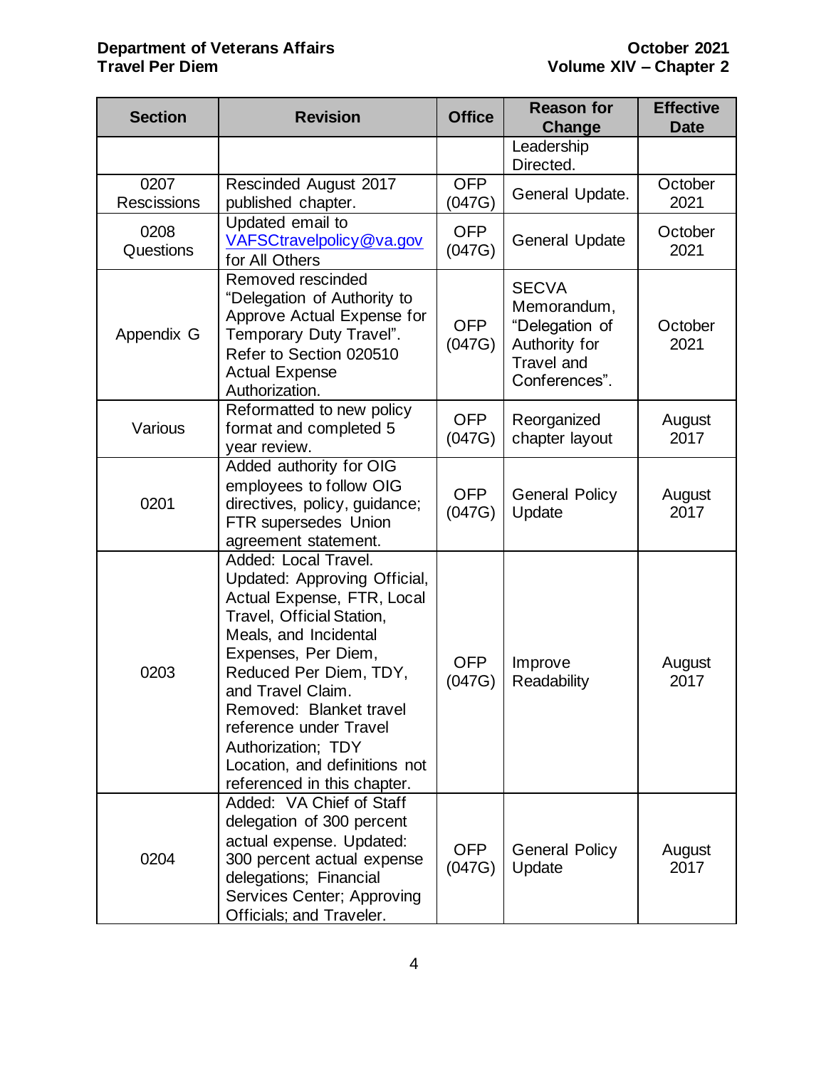| Section | Revision | Office | Reason for Change | Effective Date |
|---|---|---|---|---|
| | | | Leadership Directed. | |
| 0207 Rescissions | Rescinded August 2017 published chapter. | OFP (047G) | General Update. | October 2021 |
| 0208 Questions | Updated email to VAFSCtravelpolicy@va.gov for All Others | OFP (047G) | General Update | October 2021 |
| Appendix G | Removed rescinded "Delegation of Authority to Approve Actual Expense for Temporary Duty Travel". Refer to Section 020510 Actual Expense Authorization. | OFP (047G) | SECVA Memorandum, "Delegation of Authority for Travel and Conferences". | October 2021 |
| Various | Reformatted to new policy format and completed 5 year review. | OFP (047G) | Reorganized chapter layout | August 2017 |
| 0201 | Added authority for OIG employees to follow OIG directives, policy, guidance; FTR supersedes Union agreement statement. | OFP (047G) | General Policy Update | August 2017 |
| 0203 | Added: Local Travel. Updated: Approving Official, Actual Expense, FTR, Local Travel, Official Station, Meals, and Incidental Expenses, Per Diem, Reduced Per Diem, TDY, and Travel Claim. Removed: Blanket travel reference under Travel Authorization; TDY Location, and definitions not referenced in this chapter. | OFP (047G) | Improve Readability | August 2017 |
| 0204 | Added: VA Chief of Staff delegation of 300 percent actual expense. Updated: 300 percent actual expense delegations; Financial Services Center; Approving Officials; and Traveler. | OFP (047G) | General Policy Update | August 2017 |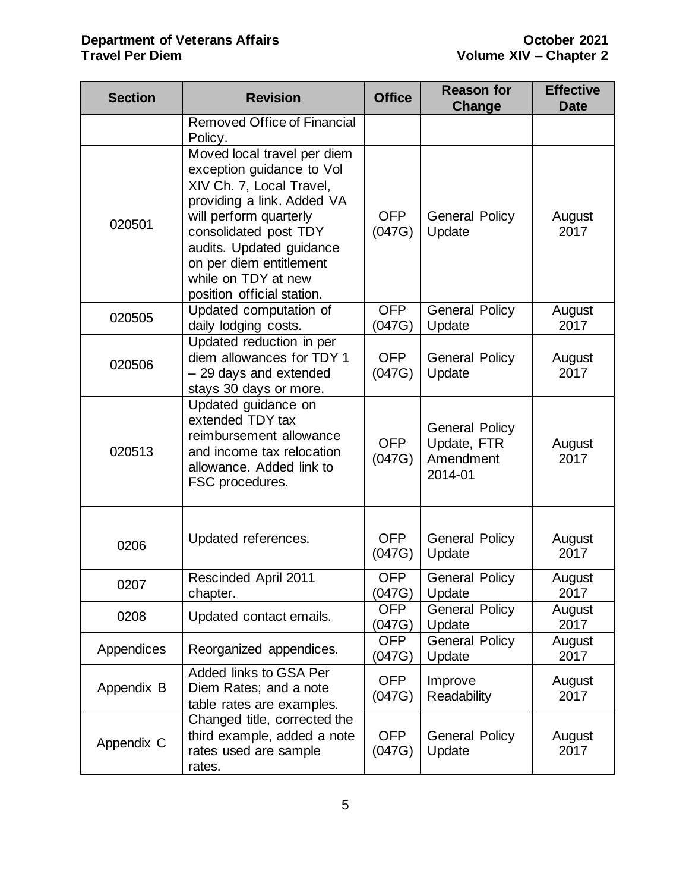| Section | Revision | Office | Reason for Change | Effective Date |
|---|---|---|---|---|
| | Removed Office of Financial Policy. | | | |
| 020501 | Moved local travel per diem exception guidance to Vol XIV Ch. 7, Local Travel, providing a link. Added VA will perform quarterly consolidated post TDY audits. Updated guidance on per diem entitlement while on TDY at new position official station. | OFP (047G) | General Policy Update | August 2017 |
| 020505 | Updated computation of daily lodging costs. | OFP (047G) | General Policy Update | August 2017 |
| 020506 | Updated reduction in per diem allowances for TDY 1 – 29 days and extended stays 30 days or more. | OFP (047G) | General Policy Update | August 2017 |
| 020513 | Updated guidance on extended TDY tax reimbursement allowance and income tax relocation allowance. Added link to FSC procedures. | OFP (047G) | General Policy Update, FTR Amendment 2014-01 | August 2017 |
| 0206 | Updated references. | OFP (047G) | General Policy Update | August 2017 |
| 0207 | Rescinded April 2011 chapter. | OFP (047G) | General Policy Update | August 2017 |
| 0208 | Updated contact emails. | OFP (047G) | General Policy Update | August 2017 |
| Appendices | Reorganized appendices. | OFP (047G) | General Policy Update | August 2017 |
| Appendix B | Added links to GSA Per Diem Rates; and a note table rates are examples. | OFP (047G) | Improve Readability | August 2017 |
| Appendix C | Changed title, corrected the third example, added a note rates used are sample rates. | OFP (047G) | General Policy Update | August 2017 |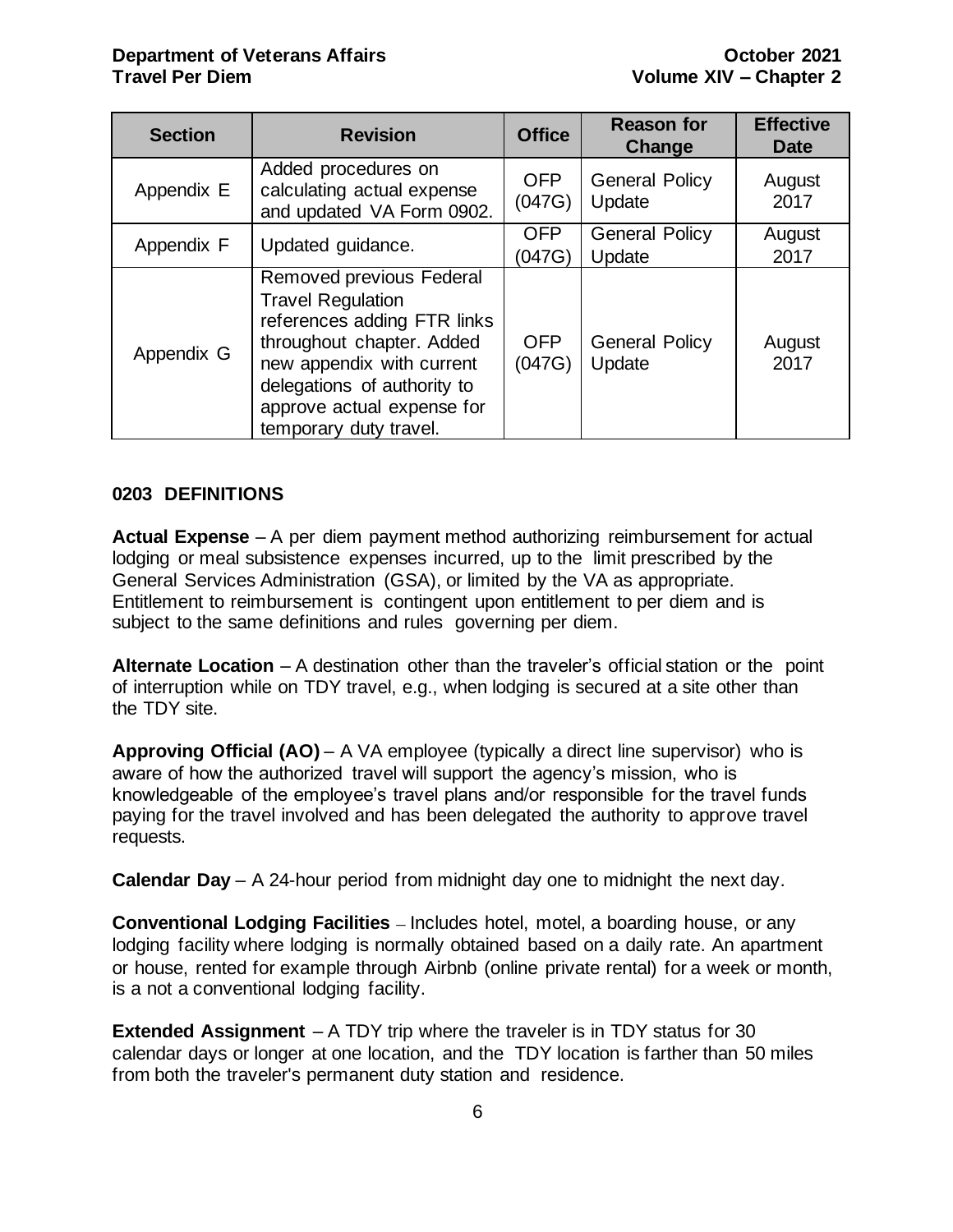| Section | Revision | Office | Reason for Change | Effective Date |
|---|---|---|---|---|
| Appendix E | Added procedures on calculating actual expense and updated VA Form 0902. | OFP (047G) | General Policy Update | August 2017 |
| Appendix F | Updated guidance. | OFP (047G) | General Policy Update | August 2017 |
| Appendix G | Removed previous Federal Travel Regulation references adding FTR links throughout chapter. Added new appendix with current delegations of authority to approve actual expense for temporary duty travel. | OFP (047G) | General Policy Update | August 2017 |

## 0203 DEFINITIONS

**Actual Expense** – A per diem payment method authorizing reimbursement for actual lodging or meal subsistence expenses incurred, up to the limit prescribed by the General Services Administration (GSA), or limited by the VA as appropriate. Entitlement to reimbursement is contingent upon entitlement to per diem and is subject to the same definitions and rules governing per diem.

**Alternate Location** – A destination other than the traveler's official station or the point of interruption while on TDY travel, e.g., when lodging is secured at a site other than the TDY site.

**Approving Official (AO)** – A VA employee (typically a direct line supervisor) who is aware of how the authorized travel will support the agency's mission, who is knowledgeable of the employee's travel plans and/or responsible for the travel funds paying for the travel involved and has been delegated the authority to approve travel requests.

**Calendar Day** – A 24-hour period from midnight day one to midnight the next day.

**Conventional Lodging Facilities** – Includes hotel, motel, a boarding house, or any lodging facility where lodging is normally obtained based on a daily rate. An apartment or house, rented for example through Airbnb (online private rental) for a week or month, is a not a conventional lodging facility.

**Extended Assignment** – A TDY trip where the traveler is in TDY status for 30 calendar days or longer at one location, and the TDY location is farther than 50 miles from both the traveler's permanent duty station and residence.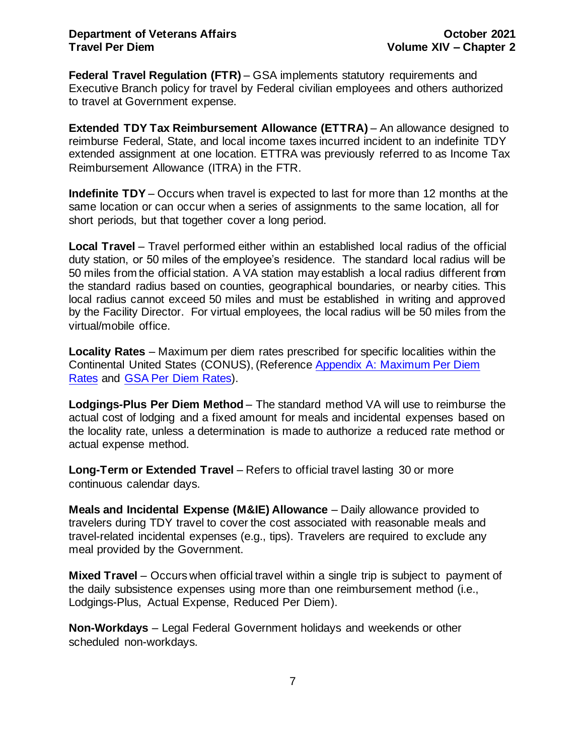**Federal Travel Regulation (FTR)** – GSA implements statutory requirements and Executive Branch policy for travel by Federal civilian employees and others authorized to travel at Government expense.

**Extended TDY Tax Reimbursement Allowance (ETTRA)** – An allowance designed to reimburse Federal, State, and local income taxes incurred incident to an indefinite TDY extended assignment at one location. ETTRA was previously referred to as Income Tax Reimbursement Allowance (ITRA) in the FTR.

**Indefinite TDY** – Occurs when travel is expected to last for more than 12 months at the same location or can occur when a series of assignments to the same location, all for short periods, but that together cover a long period.

**Local Travel** – Travel performed either within an established local radius of the official duty station, or 50 miles of the employee's residence. The standard local radius will be 50 miles from the official station. A VA station may establish a local radius different from the standard radius based on counties, geographical boundaries, or nearby cities. This local radius cannot exceed 50 miles and must be established in writing and approved by the Facility Director. For virtual employees, the local radius will be 50 miles from the virtual/mobile office.

**Locality Rates** – Maximum per diem rates prescribed for specific localities within the Continental United States (CONUS), (Reference [Appendix A: Maximum Per Diem Rates] and [GSA Per Diem Rates]).

**Lodgings-Plus Per Diem Method** – The standard method VA will use to reimburse the actual cost of lodging and a fixed amount for meals and incidental expenses based on the locality rate, unless a determination is made to authorize a reduced rate method or actual expense method.

**Long-Term or Extended Travel** – Refers to official travel lasting 30 or more continuous calendar days.

**Meals and Incidental Expense (M&IE) Allowance** – Daily allowance provided to travelers during TDY travel to cover the cost associated with reasonable meals and travel-related incidental expenses (e.g., tips). Travelers are required to exclude any meal provided by the Government.

**Mixed Travel** – Occurs when official travel within a single trip is subject to payment of the daily subsistence expenses using more than one reimbursement method (i.e., Lodgings-Plus, Actual Expense, Reduced Per Diem).

**Non-Workdays** – Legal Federal Government holidays and weekends or other scheduled non-workdays.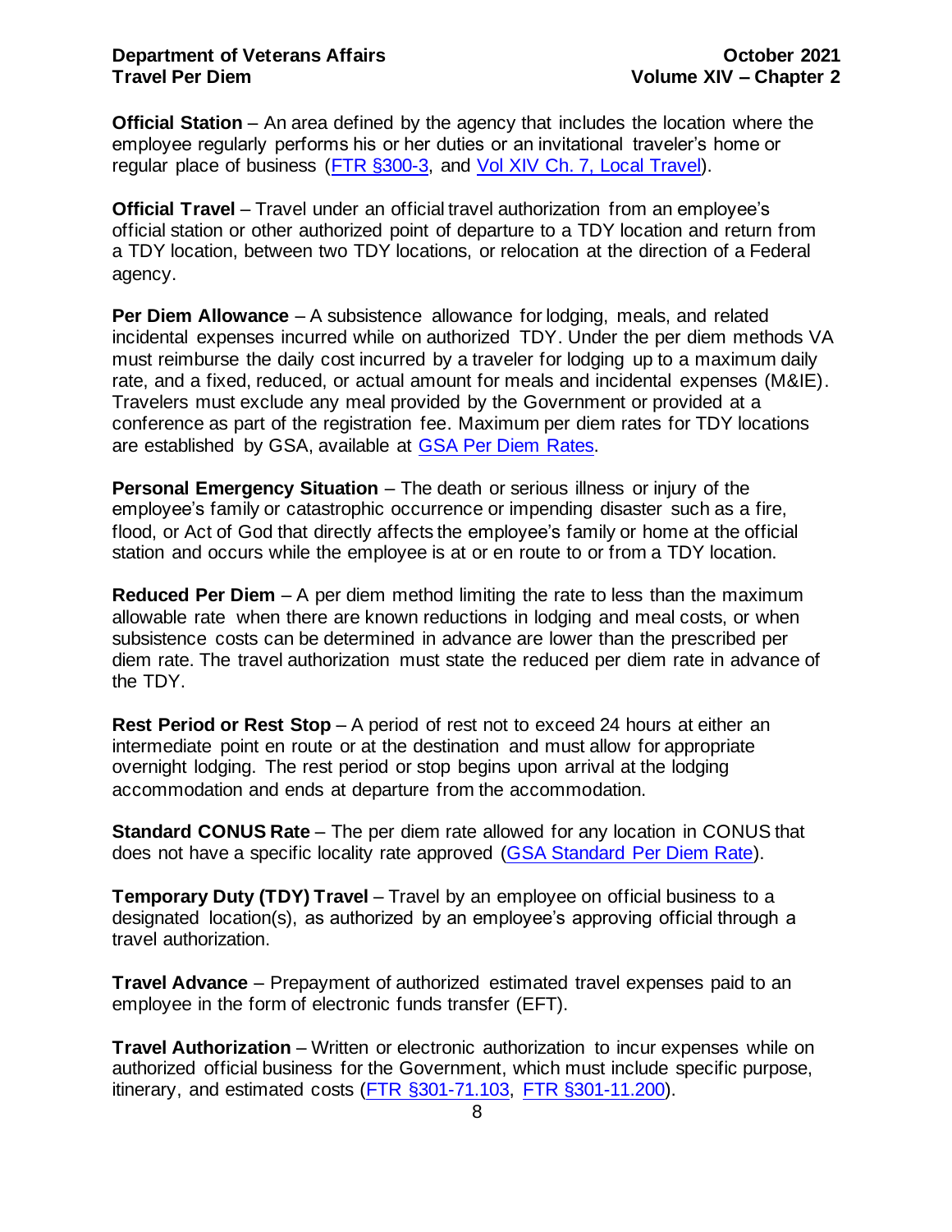**Official Station** – An area defined by the agency that includes the location where the employee regularly performs his or her duties or an invitational traveler's home or regular place of business (FTR §300-3, and Vol XIV Ch. 7, Local Travel).

**Official Travel** – Travel under an official travel authorization from an employee's official station or other authorized point of departure to a TDY location and return from a TDY location, between two TDY locations, or relocation at the direction of a Federal agency.

**Per Diem Allowance** – A subsistence allowance for lodging, meals, and related incidental expenses incurred while on authorized TDY. Under the per diem methods VA must reimburse the daily cost incurred by a traveler for lodging up to a maximum daily rate, and a fixed, reduced, or actual amount for meals and incidental expenses (M&IE). Travelers must exclude any meal provided by the Government or provided at a conference as part of the registration fee. Maximum per diem rates for TDY locations are established by GSA, available at GSA Per Diem Rates.

**Personal Emergency Situation** – The death or serious illness or injury of the employee's family or catastrophic occurrence or impending disaster such as a fire, flood, or Act of God that directly affects the employee's family or home at the official station and occurs while the employee is at or en route to or from a TDY location.

**Reduced Per Diem** – A per diem method limiting the rate to less than the maximum allowable rate when there are known reductions in lodging and meal costs, or when subsistence costs can be determined in advance are lower than the prescribed per diem rate. The travel authorization must state the reduced per diem rate in advance of the TDY.

**Rest Period or Rest Stop** – A period of rest not to exceed 24 hours at either an intermediate point en route or at the destination and must allow for appropriate overnight lodging. The rest period or stop begins upon arrival at the lodging accommodation and ends at departure from the accommodation.

**Standard CONUS Rate** – The per diem rate allowed for any location in CONUS that does not have a specific locality rate approved (GSA Standard Per Diem Rate).

**Temporary Duty (TDY) Travel** – Travel by an employee on official business to a designated location(s), as authorized by an employee's approving official through a travel authorization.

**Travel Advance** – Prepayment of authorized estimated travel expenses paid to an employee in the form of electronic funds transfer (EFT).

**Travel Authorization** – Written or electronic authorization to incur expenses while on authorized official business for the Government, which must include specific purpose, itinerary, and estimated costs (FTR §301-71.103, FTR §301-11.200).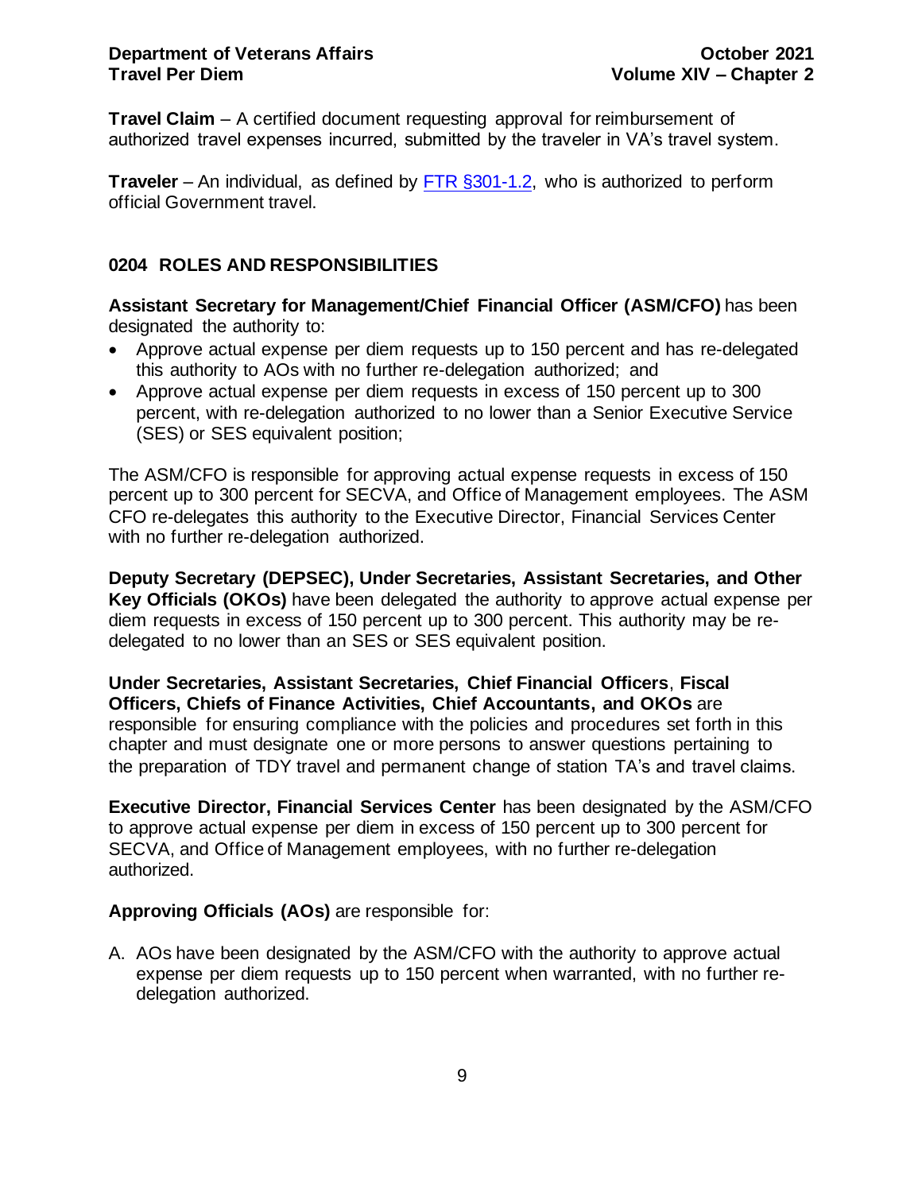**Travel Claim** – A certified document requesting approval for reimbursement of authorized travel expenses incurred, submitted by the traveler in VA's travel system.

**Traveler** – An individual, as defined by [FTR §301-1.2](), who is authorized to perform official Government travel.

## 0204 ROLES AND RESPONSIBILITIES

**Assistant Secretary for Management/Chief Financial Officer (ASM/CFO)** has been designated the authority to:

- Approve actual expense per diem requests up to 150 percent and has re-delegated this authority to AOs with no further re-delegation authorized; and
- Approve actual expense per diem requests in excess of 150 percent up to 300 percent, with re-delegation authorized to no lower than a Senior Executive Service (SES) or SES equivalent position;

The ASM/CFO is responsible for approving actual expense requests in excess of 150 percent up to 300 percent for SECVA, and Office of Management employees. The ASM CFO re-delegates this authority to the Executive Director, Financial Services Center with no further re-delegation authorized.

**Deputy Secretary (DEPSEC), Under Secretaries, Assistant Secretaries, and Other Key Officials (OKOs)** have been delegated the authority to approve actual expense per diem requests in excess of 150 percent up to 300 percent. This authority may be re-delegated to no lower than an SES or SES equivalent position.

**Under Secretaries, Assistant Secretaries, Chief Financial Officers**, **Fiscal Officers, Chiefs of Finance Activities, Chief Accountants, and OKOs** are responsible for ensuring compliance with the policies and procedures set forth in this chapter and must designate one or more persons to answer questions pertaining to the preparation of TDY travel and permanent change of station TA's and travel claims.

**Executive Director, Financial Services Center** has been designated by the ASM/CFO to approve actual expense per diem in excess of 150 percent up to 300 percent for SECVA, and Office of Management employees, with no further re-delegation authorized.

**Approving Officials (AOs)** are responsible for:

A. AOs have been designated by the ASM/CFO with the authority to approve actual expense per diem requests up to 150 percent when warranted, with no further re-delegation authorized.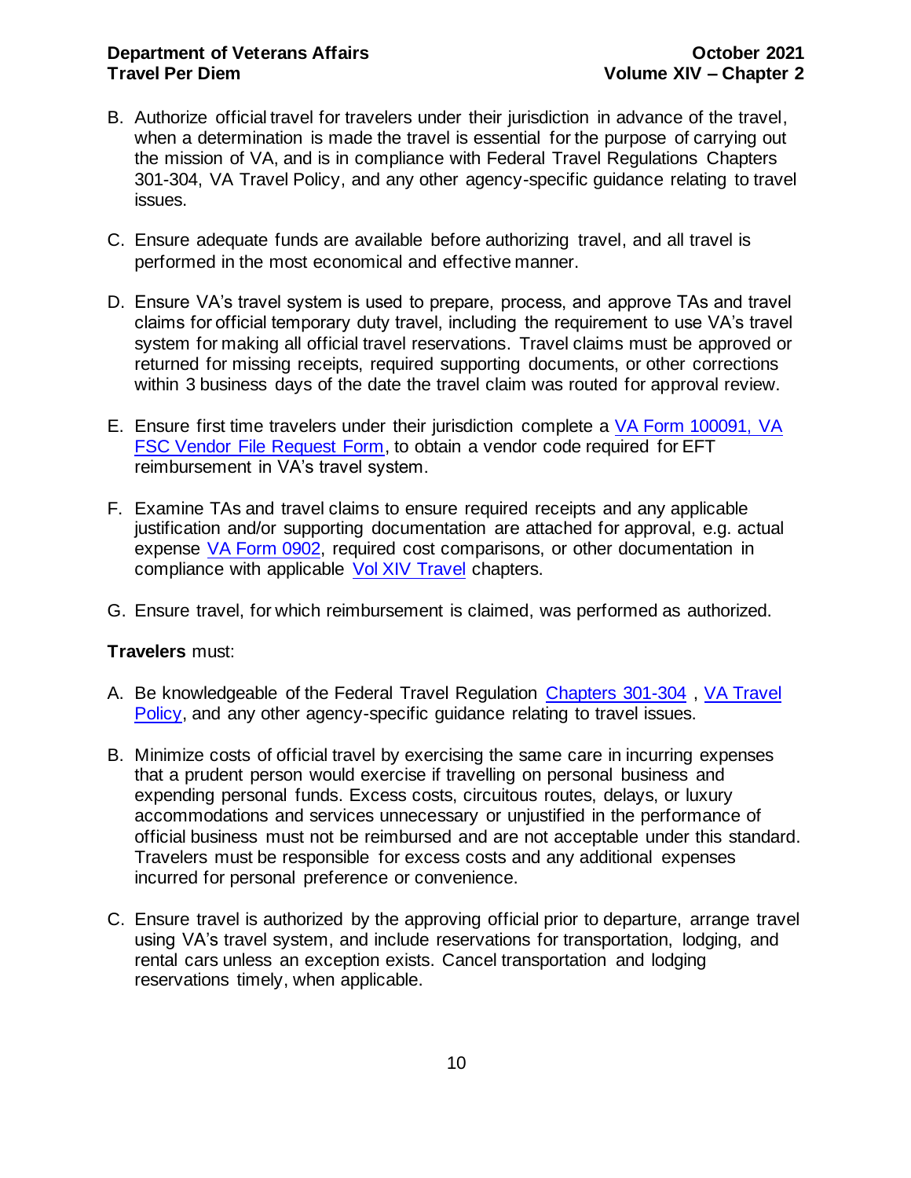B. Authorize official travel for travelers under their jurisdiction in advance of the travel, when a determination is made the travel is essential for the purpose of carrying out the mission of VA, and is in compliance with Federal Travel Regulations Chapters 301-304, VA Travel Policy, and any other agency-specific guidance relating to travel issues.

C. Ensure adequate funds are available before authorizing travel, and all travel is performed in the most economical and effective manner.

D. Ensure VA's travel system is used to prepare, process, and approve TAs and travel claims for official temporary duty travel, including the requirement to use VA's travel system for making all official travel reservations. Travel claims must be approved or returned for missing receipts, required supporting documents, or other corrections within 3 business days of the date the travel claim was routed for approval review.

E. Ensure first time travelers under their jurisdiction complete a VA Form 100091, VA FSC Vendor File Request Form, to obtain a vendor code required for EFT reimbursement in VA's travel system.

F. Examine TAs and travel claims to ensure required receipts and any applicable justification and/or supporting documentation are attached for approval, e.g. actual expense VA Form 0902, required cost comparisons, or other documentation in compliance with applicable Vol XIV Travel chapters.

G. Ensure travel, for which reimbursement is claimed, was performed as authorized.

**Travelers** must:

A. Be knowledgeable of the Federal Travel Regulation Chapters 301-304 , VA Travel Policy, and any other agency-specific guidance relating to travel issues.

B. Minimize costs of official travel by exercising the same care in incurring expenses that a prudent person would exercise if travelling on personal business and expending personal funds. Excess costs, circuitous routes, delays, or luxury accommodations and services unnecessary or unjustified in the performance of official business must not be reimbursed and are not acceptable under this standard. Travelers must be responsible for excess costs and any additional expenses incurred for personal preference or convenience.

C. Ensure travel is authorized by the approving official prior to departure, arrange travel using VA's travel system, and include reservations for transportation, lodging, and rental cars unless an exception exists. Cancel transportation and lodging reservations timely, when applicable.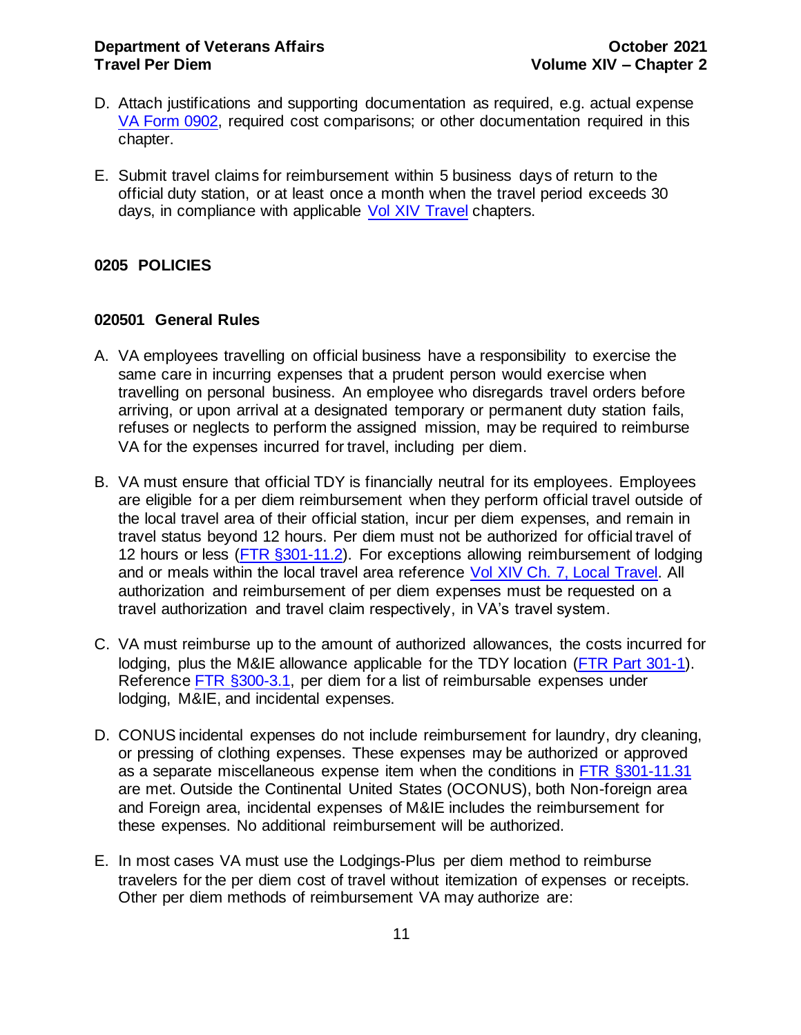D. Attach justifications and supporting documentation as required, e.g. actual expense [VA Form 0902](), required cost comparisons; or other documentation required in this chapter.

E. Submit travel claims for reimbursement within 5 business days of return to the official duty station, or at least once a month when the travel period exceeds 30 days, in compliance with applicable [Vol XIV Travel]() chapters.

## 0205 POLICIES

### 020501 General Rules

A. VA employees travelling on official business have a responsibility to exercise the same care in incurring expenses that a prudent person would exercise when travelling on personal business. An employee who disregards travel orders before arriving, or upon arrival at a designated temporary or permanent duty station fails, refuses or neglects to perform the assigned mission, may be required to reimburse VA for the expenses incurred for travel, including per diem.

B. VA must ensure that official TDY is financially neutral for its employees. Employees are eligible for a per diem reimbursement when they perform official travel outside of the local travel area of their official station, incur per diem expenses, and remain in travel status beyond 12 hours. Per diem must not be authorized for official travel of 12 hours or less ([FTR §301-11.2]()). For exceptions allowing reimbursement of lodging and or meals within the local travel area reference [Vol XIV Ch. 7, Local Travel](). All authorization and reimbursement of per diem expenses must be requested on a travel authorization and travel claim respectively, in VA's travel system.

C. VA must reimburse up to the amount of authorized allowances, the costs incurred for lodging, plus the M&IE allowance applicable for the TDY location ([FTR Part 301-1]()). Reference [FTR §300-3.1](), per diem for a list of reimbursable expenses under lodging, M&IE, and incidental expenses.

D. CONUS incidental expenses do not include reimbursement for laundry, dry cleaning, or pressing of clothing expenses. These expenses may be authorized or approved as a separate miscellaneous expense item when the conditions in [FTR §301-11.31]() are met. Outside the Continental United States (OCONUS), both Non-foreign area and Foreign area, incidental expenses of M&IE includes the reimbursement for these expenses. No additional reimbursement will be authorized.

E. In most cases VA must use the Lodgings-Plus per diem method to reimburse travelers for the per diem cost of travel without itemization of expenses or receipts. Other per diem methods of reimbursement VA may authorize are: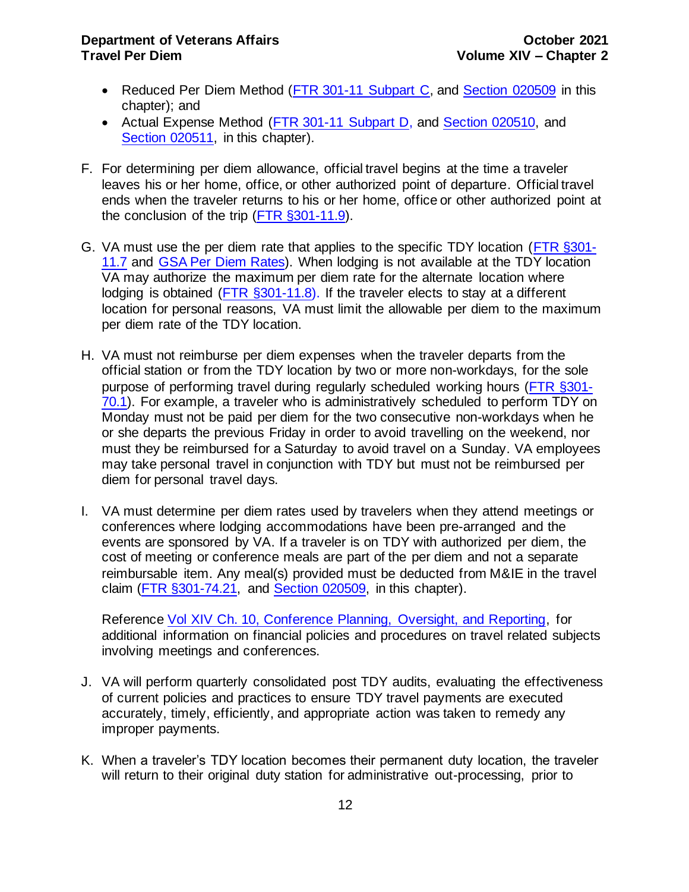- Reduced Per Diem Method (FTR 301-11 Subpart C, and Section 020509 in this chapter); and
- Actual Expense Method (FTR 301-11 Subpart D, and Section 020510, and Section 020511, in this chapter).

F. For determining per diem allowance, official travel begins at the time a traveler leaves his or her home, office, or other authorized point of departure. Official travel ends when the traveler returns to his or her home, office or other authorized point at the conclusion of the trip (FTR §301-11.9).

G. VA must use the per diem rate that applies to the specific TDY location (FTR §301-11.7 and GSA Per Diem Rates). When lodging is not available at the TDY location VA may authorize the maximum per diem rate for the alternate location where lodging is obtained (FTR §301-11.8). If the traveler elects to stay at a different location for personal reasons, VA must limit the allowable per diem to the maximum per diem rate of the TDY location.

H. VA must not reimburse per diem expenses when the traveler departs from the official station or from the TDY location by two or more non-workdays, for the sole purpose of performing travel during regularly scheduled working hours (FTR §301-70.1). For example, a traveler who is administratively scheduled to perform TDY on Monday must not be paid per diem for the two consecutive non-workdays when he or she departs the previous Friday in order to avoid travelling on the weekend, nor must they be reimbursed for a Saturday to avoid travel on a Sunday. VA employees may take personal travel in conjunction with TDY but must not be reimbursed per diem for personal travel days.

I. VA must determine per diem rates used by travelers when they attend meetings or conferences where lodging accommodations have been pre-arranged and the events are sponsored by VA. If a traveler is on TDY with authorized per diem, the cost of meeting or conference meals are part of the per diem and not a separate reimbursable item. Any meal(s) provided must be deducted from M&IE in the travel claim (FTR §301-74.21, and Section 020509, in this chapter).

   Reference Vol XIV Ch. 10, Conference Planning, Oversight, and Reporting, for additional information on financial policies and procedures on travel related subjects involving meetings and conferences.

J. VA will perform quarterly consolidated post TDY audits, evaluating the effectiveness of current policies and practices to ensure TDY travel payments are executed accurately, timely, efficiently, and appropriate action was taken to remedy any improper payments.

K. When a traveler's TDY location becomes their permanent duty location, the traveler will return to their original duty station for administrative out-processing, prior to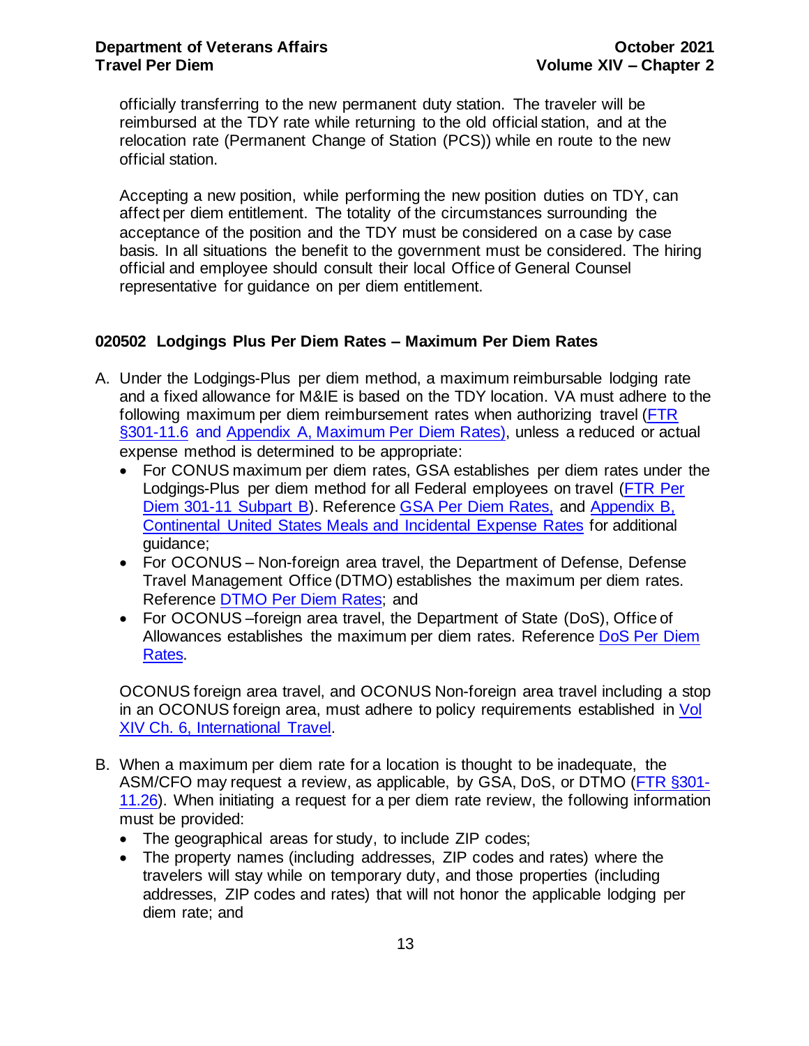officially transferring to the new permanent duty station. The traveler will be reimbursed at the TDY rate while returning to the old official station, and at the relocation rate (Permanent Change of Station (PCS)) while en route to the new official station.

Accepting a new position, while performing the new position duties on TDY, can affect per diem entitlement. The totality of the circumstances surrounding the acceptance of the position and the TDY must be considered on a case by case basis. In all situations the benefit to the government must be considered. The hiring official and employee should consult their local Office of General Counsel representative for guidance on per diem entitlement.

### 020502 Lodgings Plus Per Diem Rates – Maximum Per Diem Rates

A. Under the Lodgings-Plus per diem method, a maximum reimbursable lodging rate and a fixed allowance for M&IE is based on the TDY location. VA must adhere to the following maximum per diem reimbursement rates when authorizing travel (FTR §301-11.6 and Appendix A, Maximum Per Diem Rates), unless a reduced or actual expense method is determined to be appropriate:
   - For CONUS maximum per diem rates, GSA establishes per diem rates under the Lodgings-Plus per diem method for all Federal employees on travel (FTR Per Diem 301-11 Subpart B). Reference GSA Per Diem Rates, and Appendix B, Continental United States Meals and Incidental Expense Rates for additional guidance;
   - For OCONUS – Non-foreign area travel, the Department of Defense, Defense Travel Management Office (DTMO) establishes the maximum per diem rates. Reference DTMO Per Diem Rates; and
   - For OCONUS –foreign area travel, the Department of State (DoS), Office of Allowances establishes the maximum per diem rates. Reference DoS Per Diem Rates.

   OCONUS foreign area travel, and OCONUS Non-foreign area travel including a stop in an OCONUS foreign area, must adhere to policy requirements established in Vol XIV Ch. 6, International Travel.

B. When a maximum per diem rate for a location is thought to be inadequate, the ASM/CFO may request a review, as applicable, by GSA, DoS, or DTMO (FTR §301-11.26). When initiating a request for a per diem rate review, the following information must be provided:
   - The geographical areas for study, to include ZIP codes;
   - The property names (including addresses, ZIP codes and rates) where the travelers will stay while on temporary duty, and those properties (including addresses, ZIP codes and rates) that will not honor the applicable lodging per diem rate; and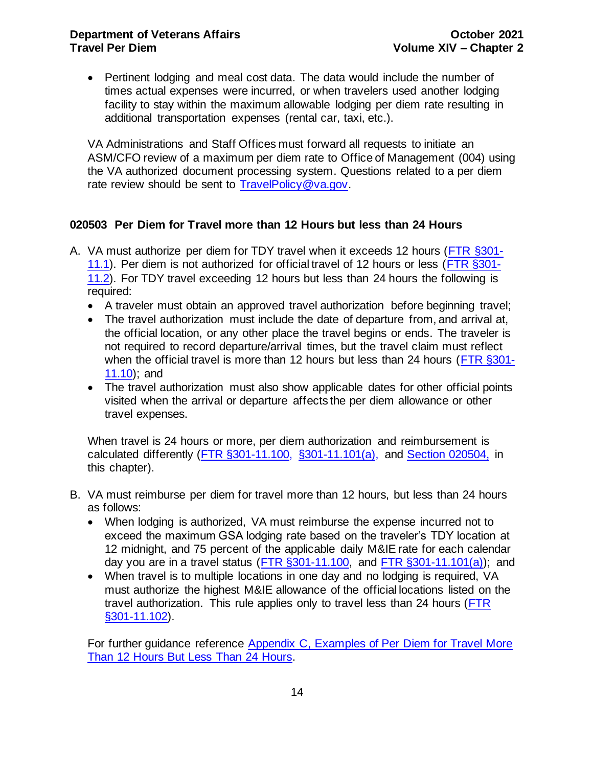- Pertinent lodging and meal cost data. The data would include the number of times actual expenses were incurred, or when travelers used another lodging facility to stay within the maximum allowable lodging per diem rate resulting in additional transportation expenses (rental car, taxi, etc.).

VA Administrations and Staff Offices must forward all requests to initiate an ASM/CFO review of a maximum per diem rate to Office of Management (004) using the VA authorized document processing system. Questions related to a per diem rate review should be sent to [TravelPolicy@va.gov](mailto:TravelPolicy@va.gov).

### 020503 Per Diem for Travel more than 12 Hours but less than 24 Hours

A. VA must authorize per diem for TDY travel when it exceeds 12 hours (FTR §301-11.1). Per diem is not authorized for official travel of 12 hours or less (FTR §301-11.2). For TDY travel exceeding 12 hours but less than 24 hours the following is required:
   - A traveler must obtain an approved travel authorization before beginning travel;
   - The travel authorization must include the date of departure from, and arrival at, the official location, or any other place the travel begins or ends. The traveler is not required to record departure/arrival times, but the travel claim must reflect when the official travel is more than 12 hours but less than 24 hours (FTR §301-11.10); and
   - The travel authorization must also show applicable dates for other official points visited when the arrival or departure affects the per diem allowance or other travel expenses.

   When travel is 24 hours or more, per diem authorization and reimbursement is calculated differently (FTR §301-11.100, §301-11.101(a), and Section 020504, in this chapter).

B. VA must reimburse per diem for travel more than 12 hours, but less than 24 hours as follows:
   - When lodging is authorized, VA must reimburse the expense incurred not to exceed the maximum GSA lodging rate based on the traveler's TDY location at 12 midnight, and 75 percent of the applicable daily M&IE rate for each calendar day you are in a travel status (FTR §301-11.100, and FTR §301-11.101(a)); and
   - When travel is to multiple locations in one day and no lodging is required, VA must authorize the highest M&IE allowance of the official locations listed on the travel authorization. This rule applies only to travel less than 24 hours (FTR §301-11.102).

   For further guidance reference Appendix C, Examples of Per Diem for Travel More Than 12 Hours But Less Than 24 Hours.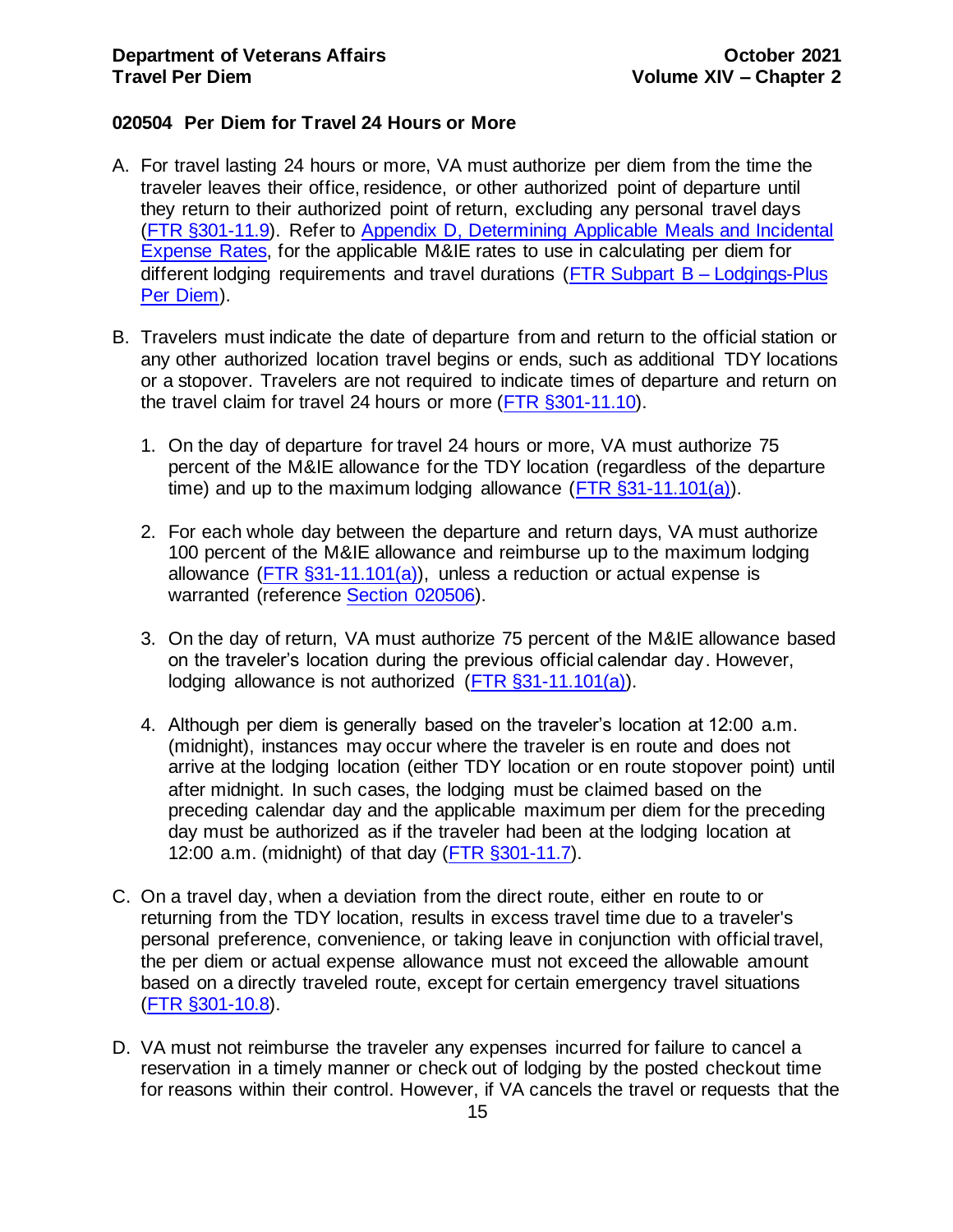### 020504 Per Diem for Travel 24 Hours or More

A. For travel lasting 24 hours or more, VA must authorize per diem from the time the traveler leaves their office, residence, or other authorized point of departure until they return to their authorized point of return, excluding any personal travel days (FTR §301-11.9). Refer to Appendix D, Determining Applicable Meals and Incidental Expense Rates, for the applicable M&IE rates to use in calculating per diem for different lodging requirements and travel durations (FTR Subpart B – Lodgings-Plus Per Diem).

B. Travelers must indicate the date of departure from and return to the official station or any other authorized location travel begins or ends, such as additional TDY locations or a stopover. Travelers are not required to indicate times of departure and return on the travel claim for travel 24 hours or more (FTR §301-11.10).

   1. On the day of departure for travel 24 hours or more, VA must authorize 75 percent of the M&IE allowance for the TDY location (regardless of the departure time) and up to the maximum lodging allowance (FTR §31-11.101(a)).

   2. For each whole day between the departure and return days, VA must authorize 100 percent of the M&IE allowance and reimburse up to the maximum lodging allowance (FTR §31-11.101(a)), unless a reduction or actual expense is warranted (reference Section 020506).

   3. On the day of return, VA must authorize 75 percent of the M&IE allowance based on the traveler's location during the previous official calendar day. However, lodging allowance is not authorized (FTR §31-11.101(a)).

   4. Although per diem is generally based on the traveler's location at 12:00 a.m. (midnight), instances may occur where the traveler is en route and does not arrive at the lodging location (either TDY location or en route stopover point) until after midnight. In such cases, the lodging must be claimed based on the preceding calendar day and the applicable maximum per diem for the preceding day must be authorized as if the traveler had been at the lodging location at 12:00 a.m. (midnight) of that day (FTR §301-11.7).

C. On a travel day, when a deviation from the direct route, either en route to or returning from the TDY location, results in excess travel time due to a traveler's personal preference, convenience, or taking leave in conjunction with official travel, the per diem or actual expense allowance must not exceed the allowable amount based on a directly traveled route, except for certain emergency travel situations (FTR §301-10.8).

D. VA must not reimburse the traveler any expenses incurred for failure to cancel a reservation in a timely manner or check out of lodging by the posted checkout time for reasons within their control. However, if VA cancels the travel or requests that the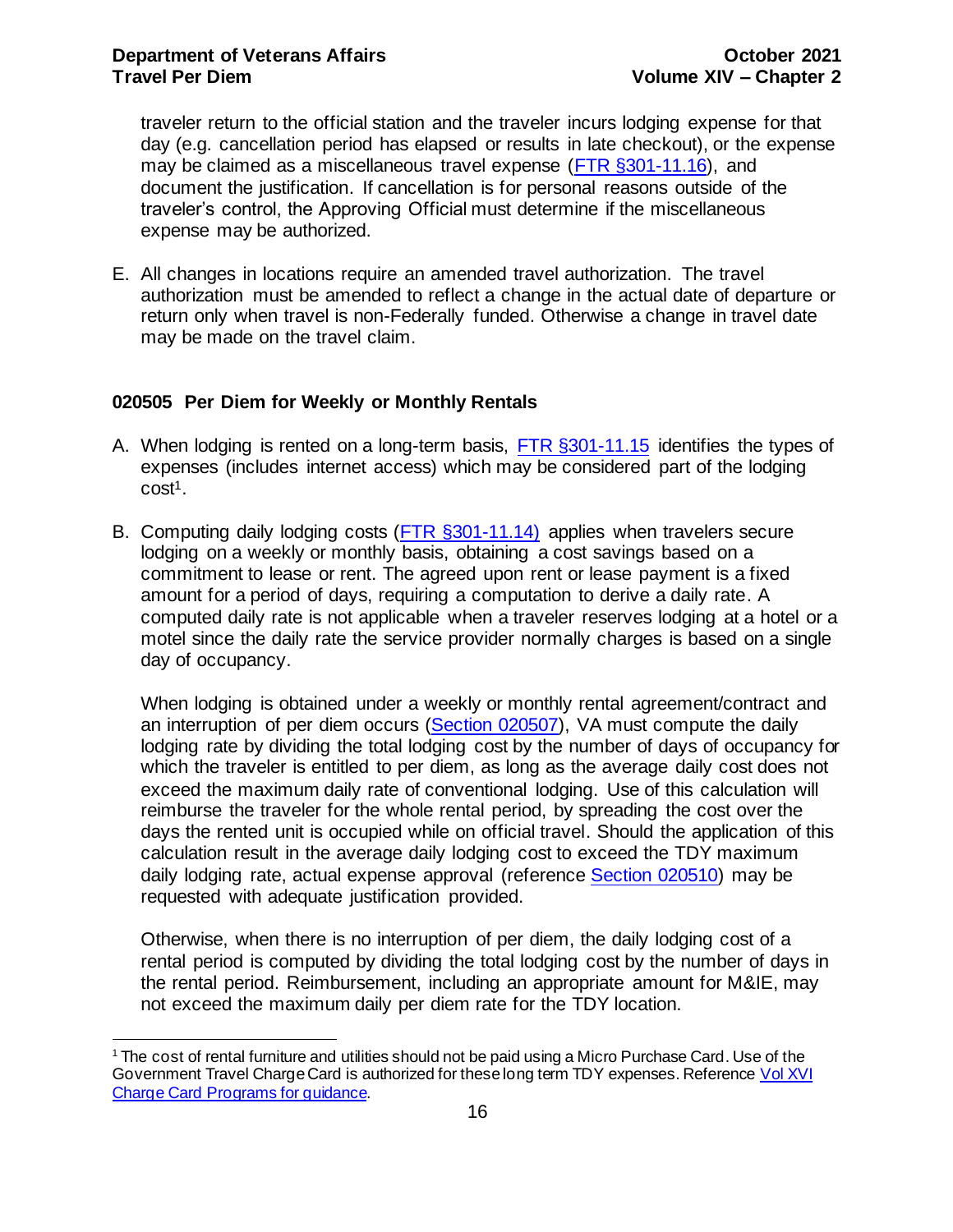traveler return to the official station and the traveler incurs lodging expense for that day (e.g. cancellation period has elapsed or results in late checkout), or the expense may be claimed as a miscellaneous travel expense (FTR §301-11.16), and document the justification. If cancellation is for personal reasons outside of the traveler's control, the Approving Official must determine if the miscellaneous expense may be authorized.

E. All changes in locations require an amended travel authorization. The travel authorization must be amended to reflect a change in the actual date of departure or return only when travel is non-Federally funded. Otherwise a change in travel date may be made on the travel claim.

### 020505 Per Diem for Weekly or Monthly Rentals

A. When lodging is rented on a long-term basis, FTR §301-11.15 identifies the types of expenses (includes internet access) which may be considered part of the lodging cost[1].

B. Computing daily lodging costs (FTR §301-11.14) applies when travelers secure lodging on a weekly or monthly basis, obtaining a cost savings based on a commitment to lease or rent. The agreed upon rent or lease payment is a fixed amount for a period of days, requiring a computation to derive a daily rate. A computed daily rate is not applicable when a traveler reserves lodging at a hotel or a motel since the daily rate the service provider normally charges is based on a single day of occupancy.

   When lodging is obtained under a weekly or monthly rental agreement/contract and an interruption of per diem occurs (Section 020507), VA must compute the daily lodging rate by dividing the total lodging cost by the number of days of occupancy for which the traveler is entitled to per diem, as long as the average daily cost does not exceed the maximum daily rate of conventional lodging. Use of this calculation will reimburse the traveler for the whole rental period, by spreading the cost over the days the rented unit is occupied while on official travel. Should the application of this calculation result in the average daily lodging cost to exceed the TDY maximum daily lodging rate, actual expense approval (reference Section 020510) may be requested with adequate justification provided.

   Otherwise, when there is no interruption of per diem, the daily lodging cost of a rental period is computed by dividing the total lodging cost by the number of days in the rental period. Reimbursement, including an appropriate amount for M&IE, may not exceed the maximum daily per diem rate for the TDY location.

---

[1] The cost of rental furniture and utilities should not be paid using a Micro Purchase Card. Use of the Government Travel Charge Card is authorized for these long term TDY expenses. Reference Vol XVI Charge Card Programs for guidance.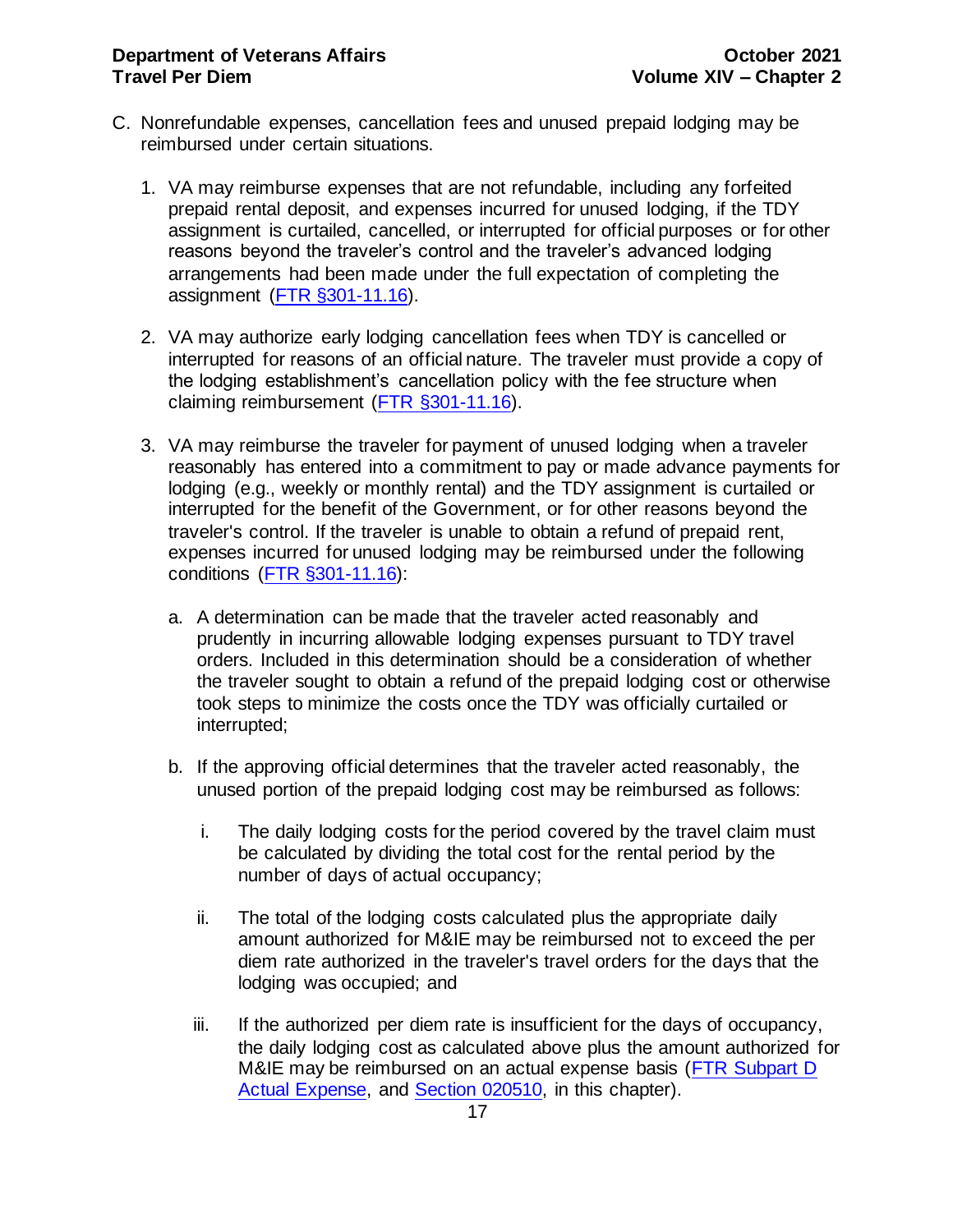C. Nonrefundable expenses, cancellation fees and unused prepaid lodging may be reimbursed under certain situations.

   1. VA may reimburse expenses that are not refundable, including any forfeited prepaid rental deposit, and expenses incurred for unused lodging, if the TDY assignment is curtailed, cancelled, or interrupted for official purposes or for other reasons beyond the traveler's control and the traveler's advanced lodging arrangements had been made under the full expectation of completing the assignment (FTR §301-11.16).

   2. VA may authorize early lodging cancellation fees when TDY is cancelled or interrupted for reasons of an official nature. The traveler must provide a copy of the lodging establishment's cancellation policy with the fee structure when claiming reimbursement (FTR §301-11.16).

   3. VA may reimburse the traveler for payment of unused lodging when a traveler reasonably has entered into a commitment to pay or made advance payments for lodging (e.g., weekly or monthly rental) and the TDY assignment is curtailed or interrupted for the benefit of the Government, or for other reasons beyond the traveler's control. If the traveler is unable to obtain a refund of prepaid rent, expenses incurred for unused lodging may be reimbursed under the following conditions (FTR §301-11.16):

      a. A determination can be made that the traveler acted reasonably and prudently in incurring allowable lodging expenses pursuant to TDY travel orders. Included in this determination should be a consideration of whether the traveler sought to obtain a refund of the prepaid lodging cost or otherwise took steps to minimize the costs once the TDY was officially curtailed or interrupted;

      b. If the approving official determines that the traveler acted reasonably, the unused portion of the prepaid lodging cost may be reimbursed as follows:

         i. The daily lodging costs for the period covered by the travel claim must be calculated by dividing the total cost for the rental period by the number of days of actual occupancy;

         ii. The total of the lodging costs calculated plus the appropriate daily amount authorized for M&IE may be reimbursed not to exceed the per diem rate authorized in the traveler's travel orders for the days that the lodging was occupied; and

         iii. If the authorized per diem rate is insufficient for the days of occupancy, the daily lodging cost as calculated above plus the amount authorized for M&IE may be reimbursed on an actual expense basis (FTR Subpart D Actual Expense, and Section 020510, in this chapter).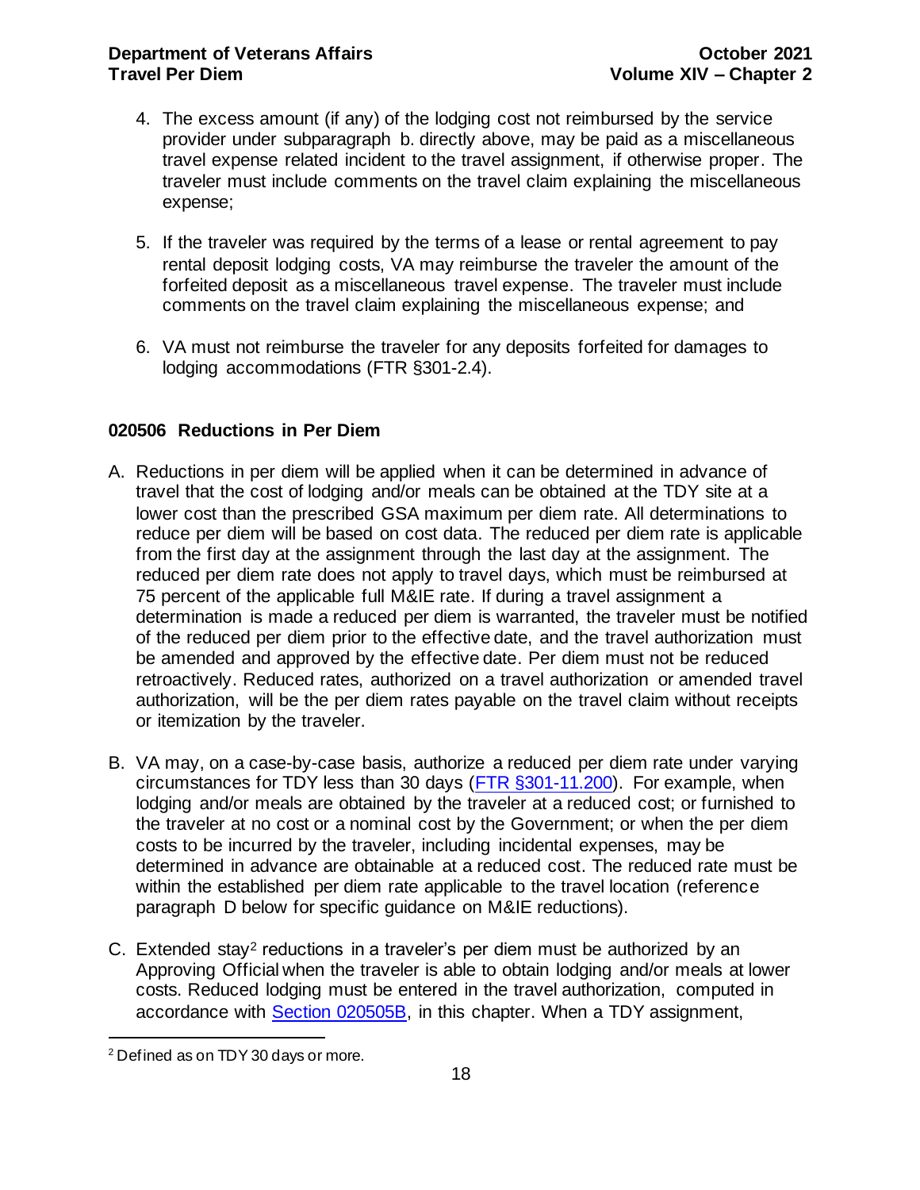4. The excess amount (if any) of the lodging cost not reimbursed by the service provider under subparagraph b. directly above, may be paid as a miscellaneous travel expense related incident to the travel assignment, if otherwise proper. The traveler must include comments on the travel claim explaining the miscellaneous expense;

5. If the traveler was required by the terms of a lease or rental agreement to pay rental deposit lodging costs, VA may reimburse the traveler the amount of the forfeited deposit as a miscellaneous travel expense. The traveler must include comments on the travel claim explaining the miscellaneous expense; and

6. VA must not reimburse the traveler for any deposits forfeited for damages to lodging accommodations (FTR §301-2.4).

### 020506 Reductions in Per Diem

A. Reductions in per diem will be applied when it can be determined in advance of travel that the cost of lodging and/or meals can be obtained at the TDY site at a lower cost than the prescribed GSA maximum per diem rate. All determinations to reduce per diem will be based on cost data. The reduced per diem rate is applicable from the first day at the assignment through the last day at the assignment. The reduced per diem rate does not apply to travel days, which must be reimbursed at 75 percent of the applicable full M&IE rate. If during a travel assignment a determination is made a reduced per diem is warranted, the traveler must be notified of the reduced per diem prior to the effective date, and the travel authorization must be amended and approved by the effective date. Per diem must not be reduced retroactively. Reduced rates, authorized on a travel authorization or amended travel authorization, will be the per diem rates payable on the travel claim without receipts or itemization by the traveler.

B. VA may, on a case-by-case basis, authorize a reduced per diem rate under varying circumstances for TDY less than 30 days (FTR §301-11.200). For example, when lodging and/or meals are obtained by the traveler at a reduced cost; or furnished to the traveler at no cost or a nominal cost by the Government; or when the per diem costs to be incurred by the traveler, including incidental expenses, may be determined in advance are obtainable at a reduced cost. The reduced rate must be within the established per diem rate applicable to the travel location (reference paragraph D below for specific guidance on M&IE reductions).

C. Extended stay[2] reductions in a traveler's per diem must be authorized by an Approving Official when the traveler is able to obtain lodging and/or meals at lower costs. Reduced lodging must be entered in the travel authorization, computed in accordance with Section 020505B, in this chapter. When a TDY assignment,

[2] Defined as on TDY 30 days or more.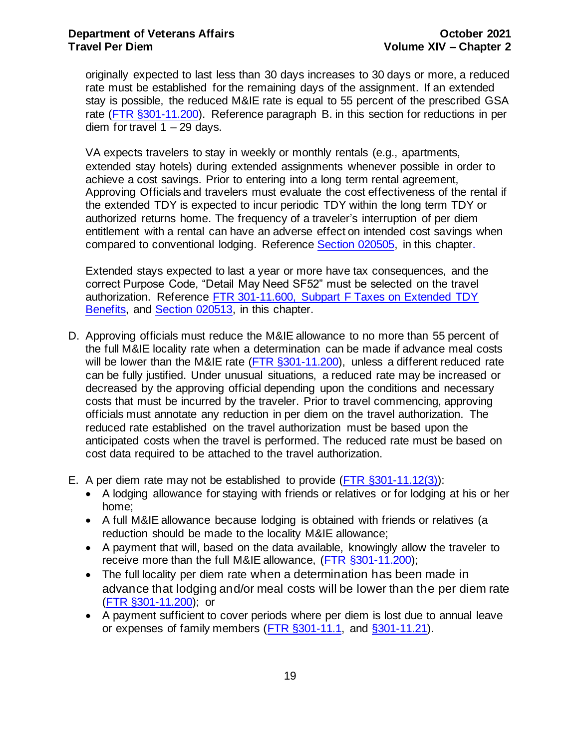originally expected to last less than 30 days increases to 30 days or more, a reduced rate must be established for the remaining days of the assignment. If an extended stay is possible, the reduced M&IE rate is equal to 55 percent of the prescribed GSA rate (FTR §301-11.200). Reference paragraph B. in this section for reductions in per diem for travel 1 – 29 days.

VA expects travelers to stay in weekly or monthly rentals (e.g., apartments, extended stay hotels) during extended assignments whenever possible in order to achieve a cost savings. Prior to entering into a long term rental agreement, Approving Officials and travelers must evaluate the cost effectiveness of the rental if the extended TDY is expected to incur periodic TDY within the long term TDY or authorized returns home. The frequency of a traveler's interruption of per diem entitlement with a rental can have an adverse effect on intended cost savings when compared to conventional lodging. Reference Section 020505, in this chapter.

Extended stays expected to last a year or more have tax consequences, and the correct Purpose Code, "Detail May Need SF52" must be selected on the travel authorization. Reference FTR 301-11.600, Subpart F Taxes on Extended TDY Benefits, and Section 020513, in this chapter.

D. Approving officials must reduce the M&IE allowance to no more than 55 percent of the full M&IE locality rate when a determination can be made if advance meal costs will be lower than the M&IE rate (FTR §301-11.200), unless a different reduced rate can be fully justified. Under unusual situations, a reduced rate may be increased or decreased by the approving official depending upon the conditions and necessary costs that must be incurred by the traveler. Prior to travel commencing, approving officials must annotate any reduction in per diem on the travel authorization. The reduced rate established on the travel authorization must be based upon the anticipated costs when the travel is performed. The reduced rate must be based on cost data required to be attached to the travel authorization.

E. A per diem rate may not be established to provide (FTR §301-11.12(3)):
   - A lodging allowance for staying with friends or relatives or for lodging at his or her home;
   - A full M&IE allowance because lodging is obtained with friends or relatives (a reduction should be made to the locality M&IE allowance;
   - A payment that will, based on the data available, knowingly allow the traveler to receive more than the full M&IE allowance, (FTR §301-11.200);
   - The full locality per diem rate when a determination has been made in advance that lodging and/or meal costs will be lower than the per diem rate (FTR §301-11.200); or
   - A payment sufficient to cover periods where per diem is lost due to annual leave or expenses of family members (FTR §301-11.1, and §301-11.21).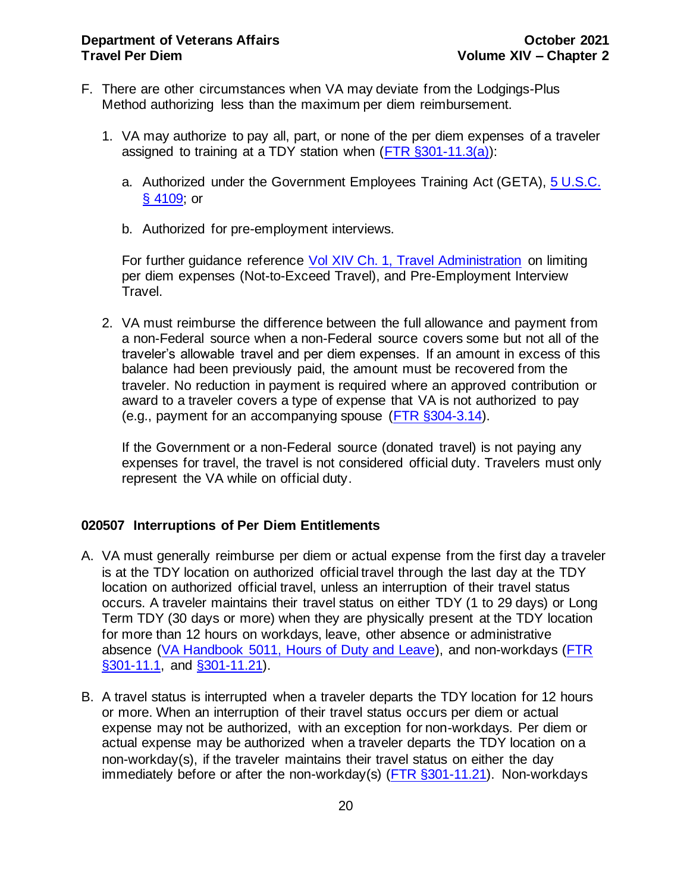F. There are other circumstances when VA may deviate from the Lodgings-Plus Method authorizing less than the maximum per diem reimbursement.

   1. VA may authorize to pay all, part, or none of the per diem expenses of a traveler assigned to training at a TDY station when (FTR §301-11.3(a)):

      a. Authorized under the Government Employees Training Act (GETA), 5 U.S.C. § 4109; or

      b. Authorized for pre-employment interviews.

      For further guidance reference Vol XIV Ch. 1, Travel Administration on limiting per diem expenses (Not-to-Exceed Travel), and Pre-Employment Interview Travel.

   2. VA must reimburse the difference between the full allowance and payment from a non-Federal source when a non-Federal source covers some but not all of the traveler's allowable travel and per diem expenses. If an amount in excess of this balance had been previously paid, the amount must be recovered from the traveler. No reduction in payment is required where an approved contribution or award to a traveler covers a type of expense that VA is not authorized to pay (e.g., payment for an accompanying spouse (FTR §304-3.14).

      If the Government or a non-Federal source (donated travel) is not paying any expenses for travel, the travel is not considered official duty. Travelers must only represent the VA while on official duty.

### 020507 Interruptions of Per Diem Entitlements

A. VA must generally reimburse per diem or actual expense from the first day a traveler is at the TDY location on authorized official travel through the last day at the TDY location on authorized official travel, unless an interruption of their travel status occurs. A traveler maintains their travel status on either TDY (1 to 29 days) or Long Term TDY (30 days or more) when they are physically present at the TDY location for more than 12 hours on workdays, leave, other absence or administrative absence (VA Handbook 5011, Hours of Duty and Leave), and non-workdays (FTR §301-11.1, and §301-11.21).

B. A travel status is interrupted when a traveler departs the TDY location for 12 hours or more. When an interruption of their travel status occurs per diem or actual expense may not be authorized, with an exception for non-workdays. Per diem or actual expense may be authorized when a traveler departs the TDY location on a non-workday(s), if the traveler maintains their travel status on either the day immediately before or after the non-workday(s) (FTR §301-11.21). Non-workdays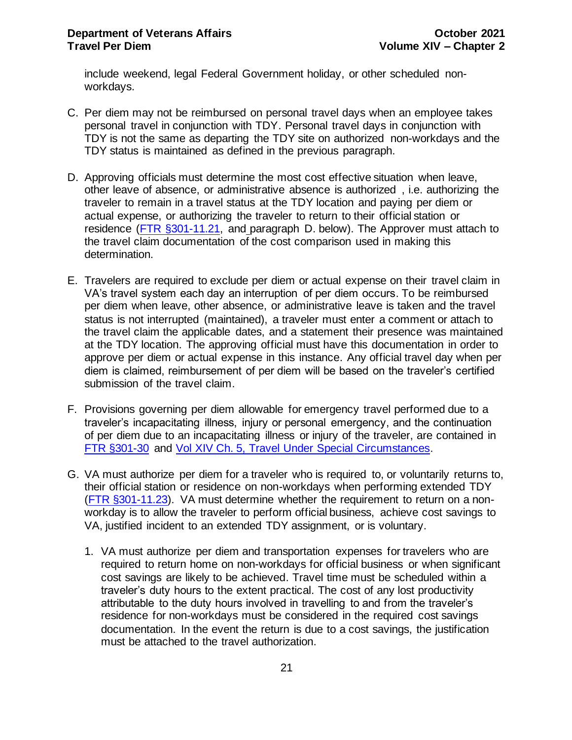include weekend, legal Federal Government holiday, or other scheduled non-workdays.

C. Per diem may not be reimbursed on personal travel days when an employee takes personal travel in conjunction with TDY. Personal travel days in conjunction with TDY is not the same as departing the TDY site on authorized non-workdays and the TDY status is maintained as defined in the previous paragraph.

D. Approving officials must determine the most cost effective situation when leave, other leave of absence, or administrative absence is authorized , i.e. authorizing the traveler to remain in a travel status at the TDY location and paying per diem or actual expense, or authorizing the traveler to return to their official station or residence (FTR §301-11.21, and paragraph D. below). The Approver must attach to the travel claim documentation of the cost comparison used in making this determination.

E. Travelers are required to exclude per diem or actual expense on their travel claim in VA's travel system each day an interruption of per diem occurs. To be reimbursed per diem when leave, other absence, or administrative leave is taken and the travel status is not interrupted (maintained), a traveler must enter a comment or attach to the travel claim the applicable dates, and a statement their presence was maintained at the TDY location. The approving official must have this documentation in order to approve per diem or actual expense in this instance. Any official travel day when per diem is claimed, reimbursement of per diem will be based on the traveler's certified submission of the travel claim.

F. Provisions governing per diem allowable for emergency travel performed due to a traveler's incapacitating illness, injury or personal emergency, and the continuation of per diem due to an incapacitating illness or injury of the traveler, are contained in FTR §301-30 and Vol XIV Ch. 5, Travel Under Special Circumstances.

G. VA must authorize per diem for a traveler who is required to, or voluntarily returns to, their official station or residence on non-workdays when performing extended TDY (FTR §301-11.23). VA must determine whether the requirement to return on a non-workday is to allow the traveler to perform official business, achieve cost savings to VA, justified incident to an extended TDY assignment, or is voluntary.

    1. VA must authorize per diem and transportation expenses for travelers who are required to return home on non-workdays for official business or when significant cost savings are likely to be achieved. Travel time must be scheduled within a traveler's duty hours to the extent practical. The cost of any lost productivity attributable to the duty hours involved in travelling to and from the traveler's residence for non-workdays must be considered in the required cost savings documentation. In the event the return is due to a cost savings, the justification must be attached to the travel authorization.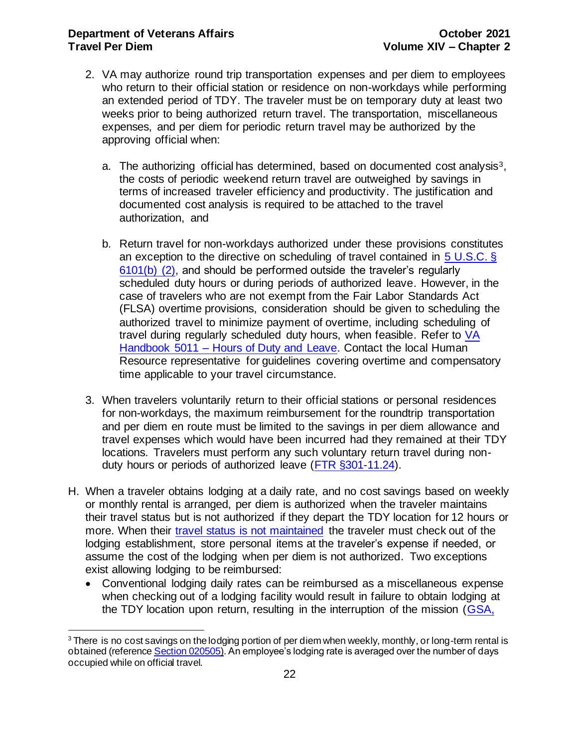2. VA may authorize round trip transportation expenses and per diem to employees who return to their official station or residence on non-workdays while performing an extended period of TDY. The traveler must be on temporary duty at least two weeks prior to being authorized return travel. The transportation, miscellaneous expenses, and per diem for periodic return travel may be authorized by the approving official when:

   a. The authorizing official has determined, based on documented cost analysis[3], the costs of periodic weekend return travel are outweighed by savings in terms of increased traveler efficiency and productivity. The justification and documented cost analysis is required to be attached to the travel authorization, and

   b. Return travel for non-workdays authorized under these provisions constitutes an exception to the directive on scheduling of travel contained in [5 U.S.C. § 6101(b) (2)](), and should be performed outside the traveler's regularly scheduled duty hours or during periods of authorized leave. However, in the case of travelers who are not exempt from the Fair Labor Standards Act (FLSA) overtime provisions, consideration should be given to scheduling the authorized travel to minimize payment of overtime, including scheduling of travel during regularly scheduled duty hours, when feasible. Refer to [VA Handbook 5011 – Hours of Duty and Leave](). Contact the local Human Resource representative for guidelines covering overtime and compensatory time applicable to your travel circumstance.

3. When travelers voluntarily return to their official stations or personal residences for non-workdays, the maximum reimbursement for the roundtrip transportation and per diem en route must be limited to the savings in per diem allowance and travel expenses which would have been incurred had they remained at their TDY locations. Travelers must perform any such voluntary return travel during non-duty hours or periods of authorized leave ([FTR §301-11.24]()).

H. When a traveler obtains lodging at a daily rate, and no cost savings based on weekly or monthly rental is arranged, per diem is authorized when the traveler maintains their travel status but is not authorized if they depart the TDY location for 12 hours or more. When their [travel status is not maintained]() the traveler must check out of the lodging establishment, store personal items at the traveler's expense if needed, or assume the cost of the lodging when per diem is not authorized. Two exceptions exist allowing lodging to be reimbursed:

- Conventional lodging daily rates can be reimbursed as a miscellaneous expense when checking out of a lodging facility would result in failure to obtain lodging at the TDY location upon return, resulting in the interruption of the mission ([GSA,]()

---

[3] There is no cost savings on the lodging portion of per diem when weekly, monthly, or long-term rental is obtained (reference [Section 020505]()). An employee's lodging rate is averaged over the number of days occupied while on official travel.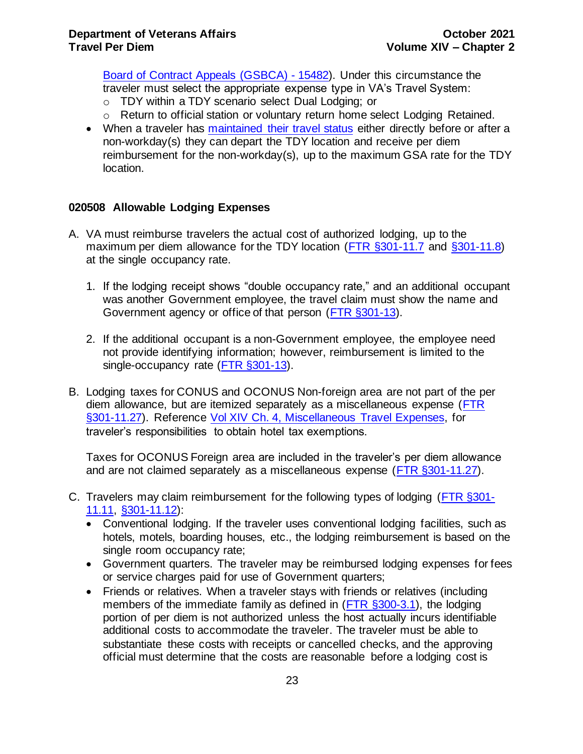Board of Contract Appeals (GSBCA) - 15482). Under this circumstance the traveler must select the appropriate expense type in VA's Travel System:
  - TDY within a TDY scenario select Dual Lodging; or
  - Return to official station or voluntary return home select Lodging Retained.
- When a traveler has maintained their travel status either directly before or after a non-workday(s) they can depart the TDY location and receive per diem reimbursement for the non-workday(s), up to the maximum GSA rate for the TDY location.

### 020508 Allowable Lodging Expenses

A. VA must reimburse travelers the actual cost of authorized lodging, up to the maximum per diem allowance for the TDY location (FTR §301-11.7 and §301-11.8) at the single occupancy rate.

   1. If the lodging receipt shows "double occupancy rate," and an additional occupant was another Government employee, the travel claim must show the name and Government agency or office of that person (FTR §301-13).

   2. If the additional occupant is a non-Government employee, the employee need not provide identifying information; however, reimbursement is limited to the single-occupancy rate (FTR §301-13).

B. Lodging taxes for CONUS and OCONUS Non-foreign area are not part of the per diem allowance, but are itemized separately as a miscellaneous expense (FTR §301-11.27). Reference Vol XIV Ch. 4, Miscellaneous Travel Expenses, for traveler's responsibilities to obtain hotel tax exemptions.

   Taxes for OCONUS Foreign area are included in the traveler's per diem allowance and are not claimed separately as a miscellaneous expense (FTR §301-11.27).

C. Travelers may claim reimbursement for the following types of lodging (FTR §301-11.11, §301-11.12):
   - Conventional lodging. If the traveler uses conventional lodging facilities, such as hotels, motels, boarding houses, etc., the lodging reimbursement is based on the single room occupancy rate;
   - Government quarters. The traveler may be reimbursed lodging expenses for fees or service charges paid for use of Government quarters;
   - Friends or relatives. When a traveler stays with friends or relatives (including members of the immediate family as defined in (FTR §300-3.1), the lodging portion of per diem is not authorized unless the host actually incurs identifiable additional costs to accommodate the traveler. The traveler must be able to substantiate these costs with receipts or cancelled checks, and the approving official must determine that the costs are reasonable before a lodging cost is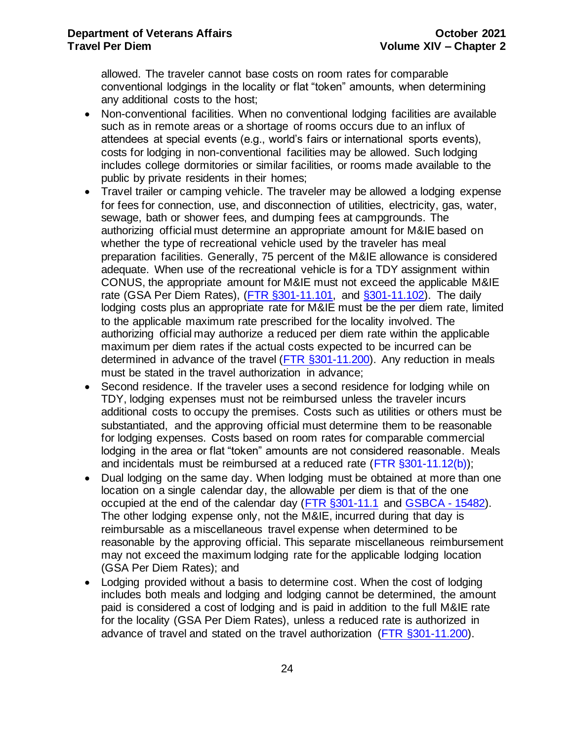allowed. The traveler cannot base costs on room rates for comparable conventional lodgings in the locality or flat "token" amounts, when determining any additional costs to the host;

- Non-conventional facilities. When no conventional lodging facilities are available such as in remote areas or a shortage of rooms occurs due to an influx of attendees at special events (e.g., world's fairs or international sports events), costs for lodging in non-conventional facilities may be allowed. Such lodging includes college dormitories or similar facilities, or rooms made available to the public by private residents in their homes;
- Travel trailer or camping vehicle. The traveler may be allowed a lodging expense for fees for connection, use, and disconnection of utilities, electricity, gas, water, sewage, bath or shower fees, and dumping fees at campgrounds. The authorizing official must determine an appropriate amount for M&IE based on whether the type of recreational vehicle used by the traveler has meal preparation facilities. Generally, 75 percent of the M&IE allowance is considered adequate. When use of the recreational vehicle is for a TDY assignment within CONUS, the appropriate amount for M&IE must not exceed the applicable M&IE rate (GSA Per Diem Rates), (FTR §301-11.101, and §301-11.102). The daily lodging costs plus an appropriate rate for M&IE must be the per diem rate, limited to the applicable maximum rate prescribed for the locality involved. The authorizing official may authorize a reduced per diem rate within the applicable maximum per diem rates if the actual costs expected to be incurred can be determined in advance of the travel (FTR §301-11.200). Any reduction in meals must be stated in the travel authorization in advance;
- Second residence. If the traveler uses a second residence for lodging while on TDY, lodging expenses must not be reimbursed unless the traveler incurs additional costs to occupy the premises. Costs such as utilities or others must be substantiated, and the approving official must determine them to be reasonable for lodging expenses. Costs based on room rates for comparable commercial lodging in the area or flat "token" amounts are not considered reasonable. Meals and incidentals must be reimbursed at a reduced rate (FTR §301-11.12(b));
- Dual lodging on the same day. When lodging must be obtained at more than one location on a single calendar day, the allowable per diem is that of the one occupied at the end of the calendar day (FTR §301-11.1 and GSBCA - 15482). The other lodging expense only, not the M&IE, incurred during that day is reimbursable as a miscellaneous travel expense when determined to be reasonable by the approving official. This separate miscellaneous reimbursement may not exceed the maximum lodging rate for the applicable lodging location (GSA Per Diem Rates); and
- Lodging provided without a basis to determine cost. When the cost of lodging includes both meals and lodging and lodging cannot be determined, the amount paid is considered a cost of lodging and is paid in addition to the full M&IE rate for the locality (GSA Per Diem Rates), unless a reduced rate is authorized in advance of travel and stated on the travel authorization (FTR §301-11.200).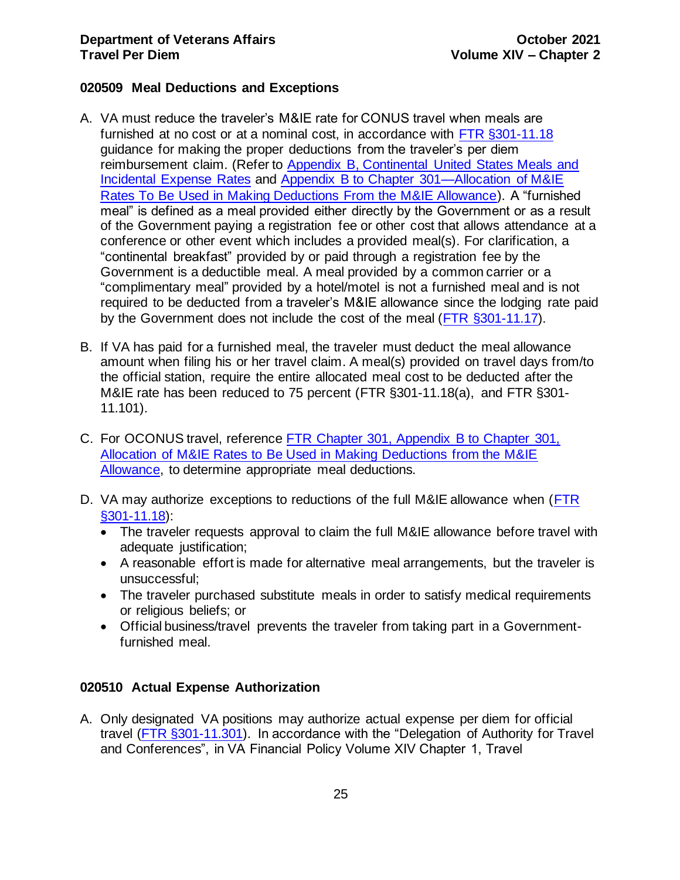### 020509 Meal Deductions and Exceptions

A. VA must reduce the traveler's M&IE rate for CONUS travel when meals are furnished at no cost or at a nominal cost, in accordance with [FTR §301-11.18](#) guidance for making the proper deductions from the traveler's per diem reimbursement claim. (Refer to [Appendix B, Continental United States Meals and Incidental Expense Rates](#) and [Appendix B to Chapter 301—Allocation of M&IE Rates To Be Used in Making Deductions From the M&IE Allowance](#)). A "furnished meal" is defined as a meal provided either directly by the Government or as a result of the Government paying a registration fee or other cost that allows attendance at a conference or other event which includes a provided meal(s). For clarification, a "continental breakfast" provided by or paid through a registration fee by the Government is a deductible meal. A meal provided by a common carrier or a "complimentary meal" provided by a hotel/motel is not a furnished meal and is not required to be deducted from a traveler's M&IE allowance since the lodging rate paid by the Government does not include the cost of the meal ([FTR §301-11.17](#)).

B. If VA has paid for a furnished meal, the traveler must deduct the meal allowance amount when filing his or her travel claim. A meal(s) provided on travel days from/to the official station, require the entire allocated meal cost to be deducted after the M&IE rate has been reduced to 75 percent (FTR §301-11.18(a), and FTR §301-11.101).

C. For OCONUS travel, reference [FTR Chapter 301, Appendix B to Chapter 301, Allocation of M&IE Rates to Be Used in Making Deductions from the M&IE Allowance](#), to determine appropriate meal deductions.

D. VA may authorize exceptions to reductions of the full M&IE allowance when ([FTR §301-11.18](#)):
   - The traveler requests approval to claim the full M&IE allowance before travel with adequate justification;
   - A reasonable effort is made for alternative meal arrangements, but the traveler is unsuccessful;
   - The traveler purchased substitute meals in order to satisfy medical requirements or religious beliefs; or
   - Official business/travel prevents the traveler from taking part in a Government-furnished meal.

### 020510 Actual Expense Authorization

A. Only designated VA positions may authorize actual expense per diem for official travel ([FTR §301-11.301](#)). In accordance with the "Delegation of Authority for Travel and Conferences", in VA Financial Policy Volume XIV Chapter 1, Travel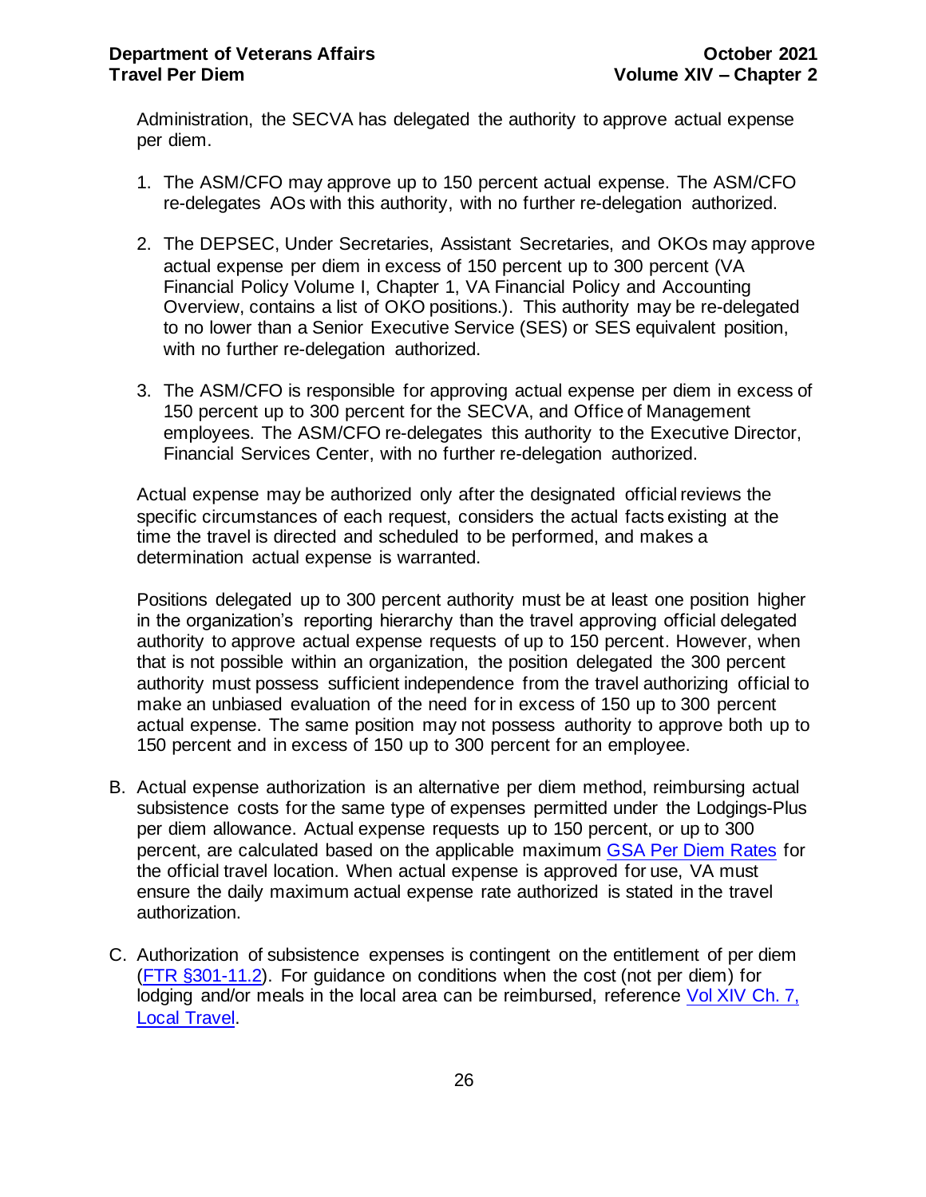Administration, the SECVA has delegated the authority to approve actual expense per diem.

1. The ASM/CFO may approve up to 150 percent actual expense. The ASM/CFO re-delegates AOs with this authority, with no further re-delegation authorized.

2. The DEPSEC, Under Secretaries, Assistant Secretaries, and OKOs may approve actual expense per diem in excess of 150 percent up to 300 percent (VA Financial Policy Volume I, Chapter 1, VA Financial Policy and Accounting Overview, contains a list of OKO positions.). This authority may be re-delegated to no lower than a Senior Executive Service (SES) or SES equivalent position, with no further re-delegation authorized.

3. The ASM/CFO is responsible for approving actual expense per diem in excess of 150 percent up to 300 percent for the SECVA, and Office of Management employees. The ASM/CFO re-delegates this authority to the Executive Director, Financial Services Center, with no further re-delegation authorized.

Actual expense may be authorized only after the designated official reviews the specific circumstances of each request, considers the actual facts existing at the time the travel is directed and scheduled to be performed, and makes a determination actual expense is warranted.

Positions delegated up to 300 percent authority must be at least one position higher in the organization's reporting hierarchy than the travel approving official delegated authority to approve actual expense requests of up to 150 percent. However, when that is not possible within an organization, the position delegated the 300 percent authority must possess sufficient independence from the travel authorizing official to make an unbiased evaluation of the need for in excess of 150 up to 300 percent actual expense. The same position may not possess authority to approve both up to 150 percent and in excess of 150 up to 300 percent for an employee.

B. Actual expense authorization is an alternative per diem method, reimbursing actual subsistence costs for the same type of expenses permitted under the Lodgings-Plus per diem allowance. Actual expense requests up to 150 percent, or up to 300 percent, are calculated based on the applicable maximum [GSA Per Diem Rates] for the official travel location. When actual expense is approved for use, VA must ensure the daily maximum actual expense rate authorized is stated in the travel authorization.

C. Authorization of subsistence expenses is contingent on the entitlement of per diem ([FTR §301-11.2]). For guidance on conditions when the cost (not per diem) for lodging and/or meals in the local area can be reimbursed, reference [Vol XIV Ch. 7, Local Travel].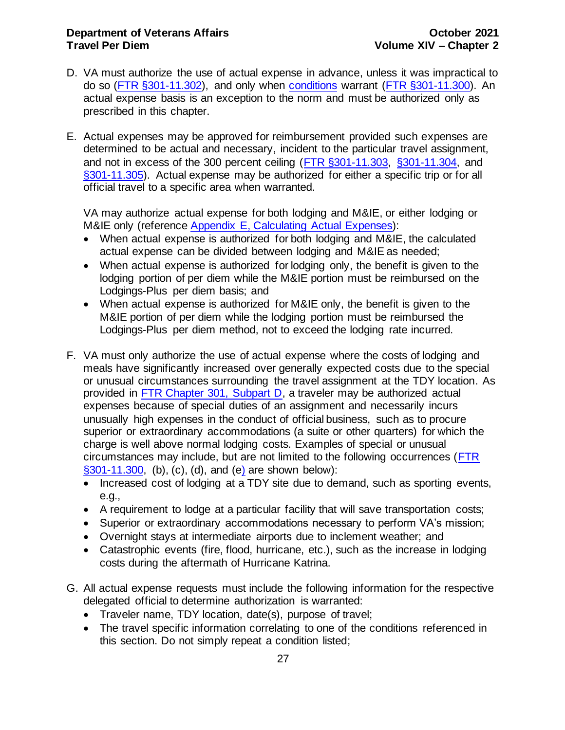D. VA must authorize the use of actual expense in advance, unless it was impractical to do so (FTR §301-11.302), and only when conditions warrant (FTR §301-11.300). An actual expense basis is an exception to the norm and must be authorized only as prescribed in this chapter.

E. Actual expenses may be approved for reimbursement provided such expenses are determined to be actual and necessary, incident to the particular travel assignment, and not in excess of the 300 percent ceiling (FTR §301-11.303, §301-11.304, and §301-11.305). Actual expense may be authorized for either a specific trip or for all official travel to a specific area when warranted.

   VA may authorize actual expense for both lodging and M&IE, or either lodging or M&IE only (reference Appendix E, Calculating Actual Expenses):
   - When actual expense is authorized for both lodging and M&IE, the calculated actual expense can be divided between lodging and M&IE as needed;
   - When actual expense is authorized for lodging only, the benefit is given to the lodging portion of per diem while the M&IE portion must be reimbursed on the Lodgings-Plus per diem basis; and
   - When actual expense is authorized for M&IE only, the benefit is given to the M&IE portion of per diem while the lodging portion must be reimbursed the Lodgings-Plus per diem method, not to exceed the lodging rate incurred.

F. VA must only authorize the use of actual expense where the costs of lodging and meals have significantly increased over generally expected costs due to the special or unusual circumstances surrounding the travel assignment at the TDY location. As provided in FTR Chapter 301, Subpart D, a traveler may be authorized actual expenses because of special duties of an assignment and necessarily incurs unusually high expenses in the conduct of official business, such as to procure superior or extraordinary accommodations (a suite or other quarters) for which the charge is well above normal lodging costs. Examples of special or unusual circumstances may include, but are not limited to the following occurrences (FTR §301-11.300, (b), (c), (d), and (e) are shown below):
   - Increased cost of lodging at a TDY site due to demand, such as sporting events, e.g.,
   - A requirement to lodge at a particular facility that will save transportation costs;
   - Superior or extraordinary accommodations necessary to perform VA's mission;
   - Overnight stays at intermediate airports due to inclement weather; and
   - Catastrophic events (fire, flood, hurricane, etc.), such as the increase in lodging costs during the aftermath of Hurricane Katrina.

G. All actual expense requests must include the following information for the respective delegated official to determine authorization is warranted:
   - Traveler name, TDY location, date(s), purpose of travel;
   - The travel specific information correlating to one of the conditions referenced in this section. Do not simply repeat a condition listed;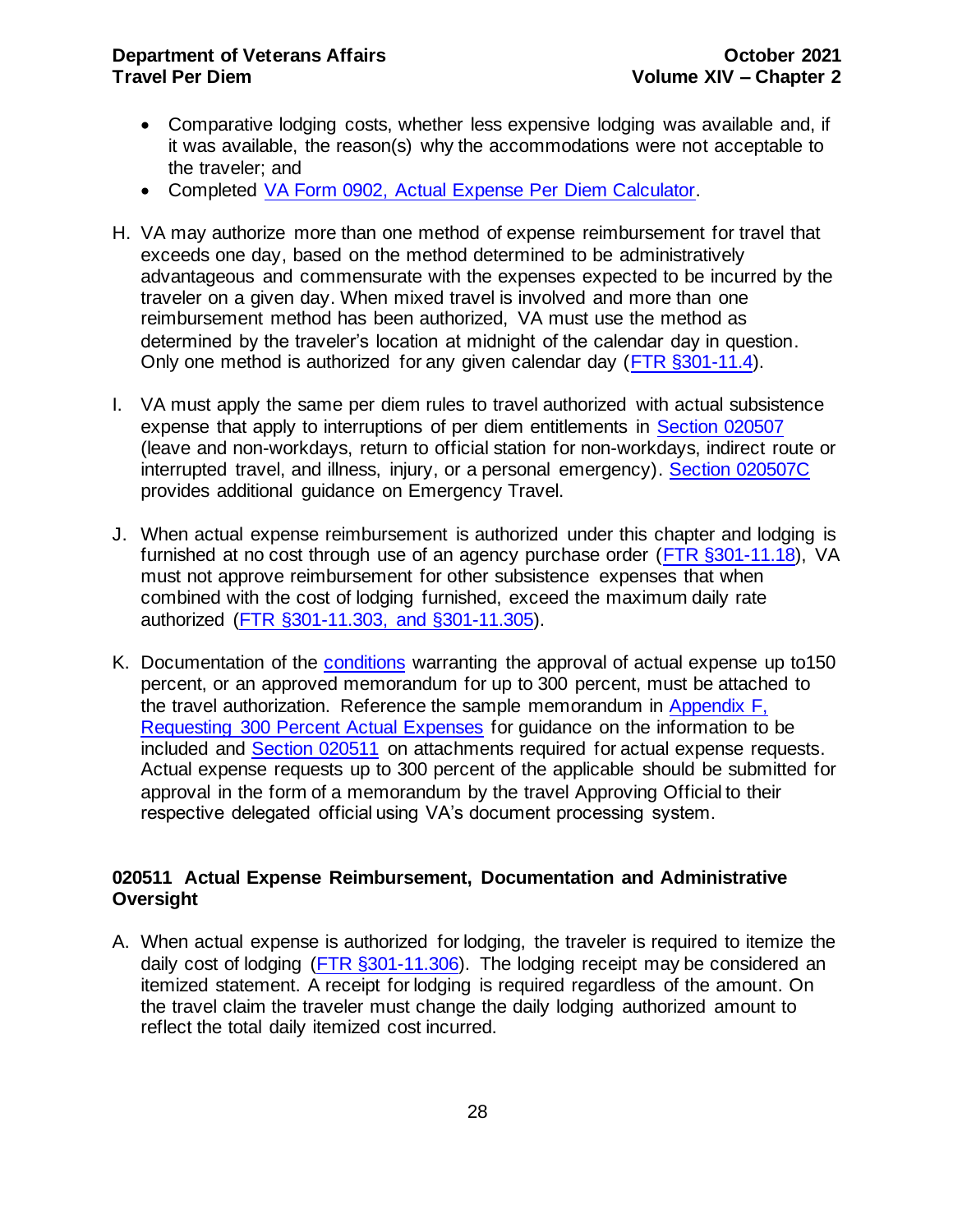- Comparative lodging costs, whether less expensive lodging was available and, if it was available, the reason(s) why the accommodations were not acceptable to the traveler; and
- Completed VA Form 0902, Actual Expense Per Diem Calculator.

H. VA may authorize more than one method of expense reimbursement for travel that exceeds one day, based on the method determined to be administratively advantageous and commensurate with the expenses expected to be incurred by the traveler on a given day. When mixed travel is involved and more than one reimbursement method has been authorized, VA must use the method as determined by the traveler's location at midnight of the calendar day in question. Only one method is authorized for any given calendar day (FTR §301-11.4).

I. VA must apply the same per diem rules to travel authorized with actual subsistence expense that apply to interruptions of per diem entitlements in Section 020507 (leave and non-workdays, return to official station for non-workdays, indirect route or interrupted travel, and illness, injury, or a personal emergency). Section 020507C provides additional guidance on Emergency Travel.

J. When actual expense reimbursement is authorized under this chapter and lodging is furnished at no cost through use of an agency purchase order (FTR §301-11.18), VA must not approve reimbursement for other subsistence expenses that when combined with the cost of lodging furnished, exceed the maximum daily rate authorized (FTR §301-11.303, and §301-11.305).

K. Documentation of the conditions warranting the approval of actual expense up to150 percent, or an approved memorandum for up to 300 percent, must be attached to the travel authorization. Reference the sample memorandum in Appendix F, Requesting 300 Percent Actual Expenses for guidance on the information to be included and Section 020511 on attachments required for actual expense requests. Actual expense requests up to 300 percent of the applicable should be submitted for approval in the form of a memorandum by the travel Approving Official to their respective delegated official using VA's document processing system.

## 020511 Actual Expense Reimbursement, Documentation and Administrative Oversight

A. When actual expense is authorized for lodging, the traveler is required to itemize the daily cost of lodging (FTR §301-11.306). The lodging receipt may be considered an itemized statement. A receipt for lodging is required regardless of the amount. On the travel claim the traveler must change the daily lodging authorized amount to reflect the total daily itemized cost incurred.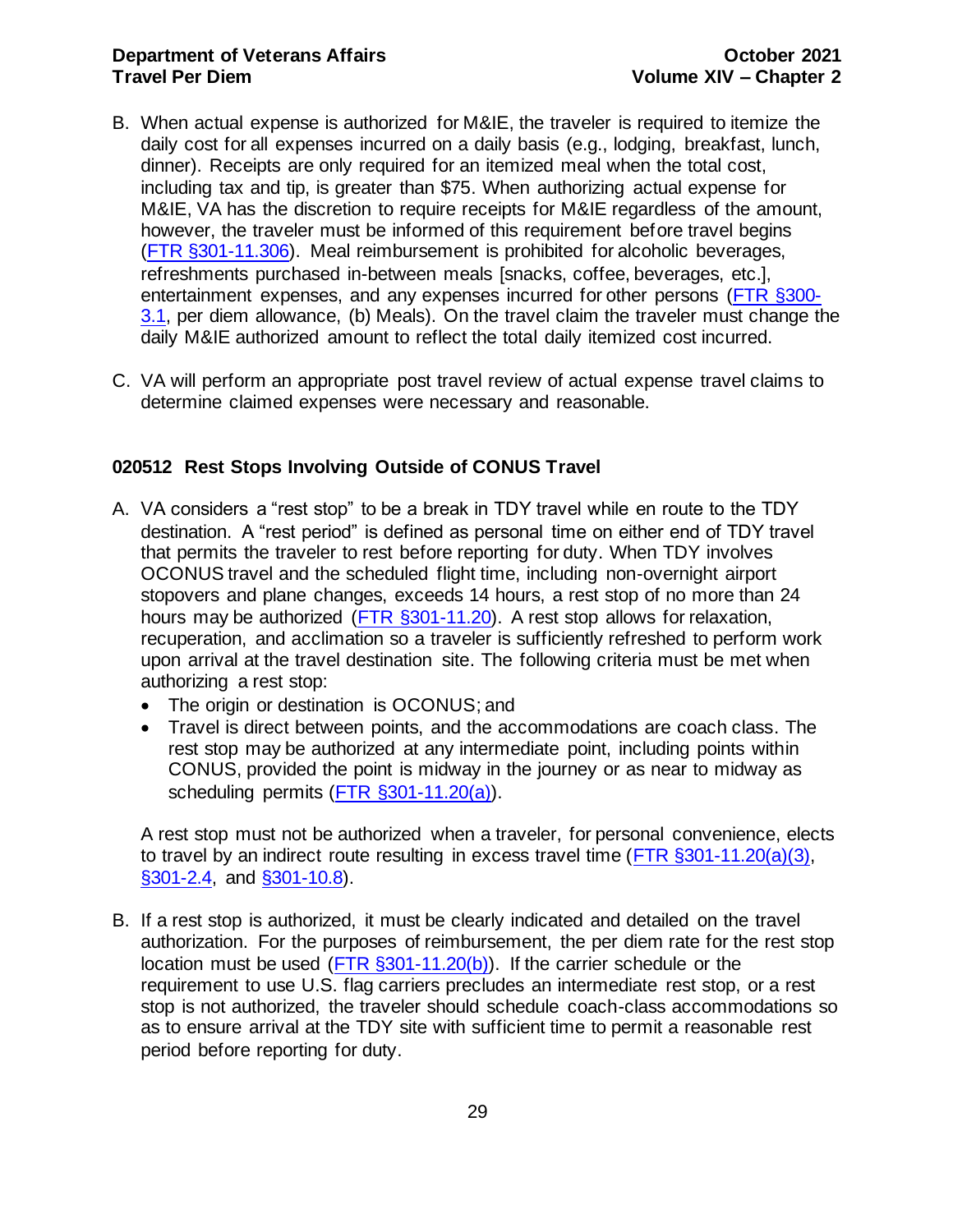B. When actual expense is authorized for M&IE, the traveler is required to itemize the daily cost for all expenses incurred on a daily basis (e.g., lodging, breakfast, lunch, dinner). Receipts are only required for an itemized meal when the total cost, including tax and tip, is greater than $75. When authorizing actual expense for M&IE, VA has the discretion to require receipts for M&IE regardless of the amount, however, the traveler must be informed of this requirement before travel begins (FTR §301-11.306). Meal reimbursement is prohibited for alcoholic beverages, refreshments purchased in-between meals [snacks, coffee, beverages, etc.], entertainment expenses, and any expenses incurred for other persons (FTR §300-3.1, per diem allowance, (b) Meals). On the travel claim the traveler must change the daily M&IE authorized amount to reflect the total daily itemized cost incurred.

C. VA will perform an appropriate post travel review of actual expense travel claims to determine claimed expenses were necessary and reasonable.

### 020512 Rest Stops Involving Outside of CONUS Travel

A. VA considers a "rest stop" to be a break in TDY travel while en route to the TDY destination. A "rest period" is defined as personal time on either end of TDY travel that permits the traveler to rest before reporting for duty. When TDY involves OCONUS travel and the scheduled flight time, including non-overnight airport stopovers and plane changes, exceeds 14 hours, a rest stop of no more than 24 hours may be authorized (FTR §301-11.20). A rest stop allows for relaxation, recuperation, and acclimation so a traveler is sufficiently refreshed to perform work upon arrival at the travel destination site. The following criteria must be met when authorizing a rest stop:

- The origin or destination is OCONUS; and
- Travel is direct between points, and the accommodations are coach class. The rest stop may be authorized at any intermediate point, including points within CONUS, provided the point is midway in the journey or as near to midway as scheduling permits (FTR §301-11.20(a)).

A rest stop must not be authorized when a traveler, for personal convenience, elects to travel by an indirect route resulting in excess travel time (FTR §301-11.20(a)(3), §301-2.4, and §301-10.8).

B. If a rest stop is authorized, it must be clearly indicated and detailed on the travel authorization. For the purposes of reimbursement, the per diem rate for the rest stop location must be used (FTR §301-11.20(b)). If the carrier schedule or the requirement to use U.S. flag carriers precludes an intermediate rest stop, or a rest stop is not authorized, the traveler should schedule coach-class accommodations so as to ensure arrival at the TDY site with sufficient time to permit a reasonable rest period before reporting for duty.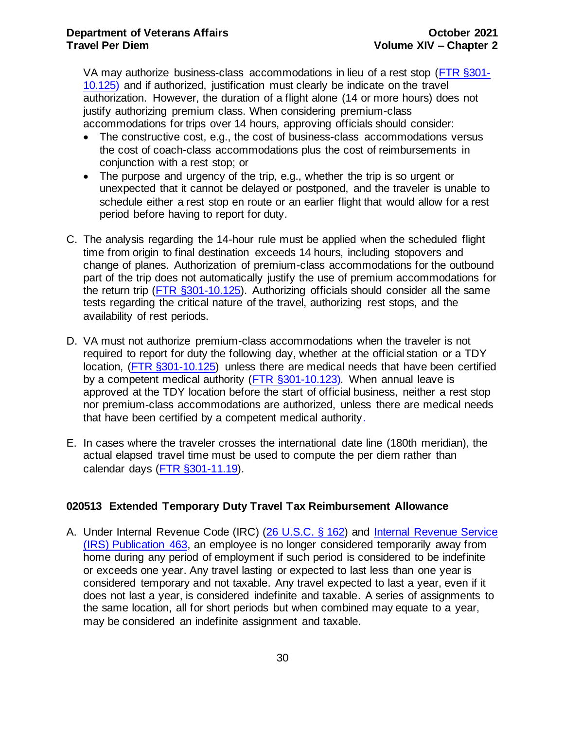VA may authorize business-class accommodations in lieu of a rest stop (FTR §301-10.125) and if authorized, justification must clearly be indicate on the travel authorization. However, the duration of a flight alone (14 or more hours) does not justify authorizing premium class. When considering premium-class accommodations for trips over 14 hours, approving officials should consider:

- The constructive cost, e.g., the cost of business-class accommodations versus the cost of coach-class accommodations plus the cost of reimbursements in conjunction with a rest stop; or
- The purpose and urgency of the trip, e.g., whether the trip is so urgent or unexpected that it cannot be delayed or postponed, and the traveler is unable to schedule either a rest stop en route or an earlier flight that would allow for a rest period before having to report for duty.

C. The analysis regarding the 14-hour rule must be applied when the scheduled flight time from origin to final destination exceeds 14 hours, including stopovers and change of planes. Authorization of premium-class accommodations for the outbound part of the trip does not automatically justify the use of premium accommodations for the return trip (FTR §301-10.125). Authorizing officials should consider all the same tests regarding the critical nature of the travel, authorizing rest stops, and the availability of rest periods.

D. VA must not authorize premium-class accommodations when the traveler is not required to report for duty the following day, whether at the official station or a TDY location, (FTR §301-10.125) unless there are medical needs that have been certified by a competent medical authority (FTR §301-10.123). When annual leave is approved at the TDY location before the start of official business, neither a rest stop nor premium-class accommodations are authorized, unless there are medical needs that have been certified by a competent medical authority.

E. In cases where the traveler crosses the international date line (180th meridian), the actual elapsed travel time must be used to compute the per diem rather than calendar days (FTR §301-11.19).

### 020513 Extended Temporary Duty Travel Tax Reimbursement Allowance

A. Under Internal Revenue Code (IRC) (26 U.S.C. § 162) and Internal Revenue Service (IRS) Publication 463, an employee is no longer considered temporarily away from home during any period of employment if such period is considered to be indefinite or exceeds one year. Any travel lasting or expected to last less than one year is considered temporary and not taxable. Any travel expected to last a year, even if it does not last a year, is considered indefinite and taxable. A series of assignments to the same location, all for short periods but when combined may equate to a year, may be considered an indefinite assignment and taxable.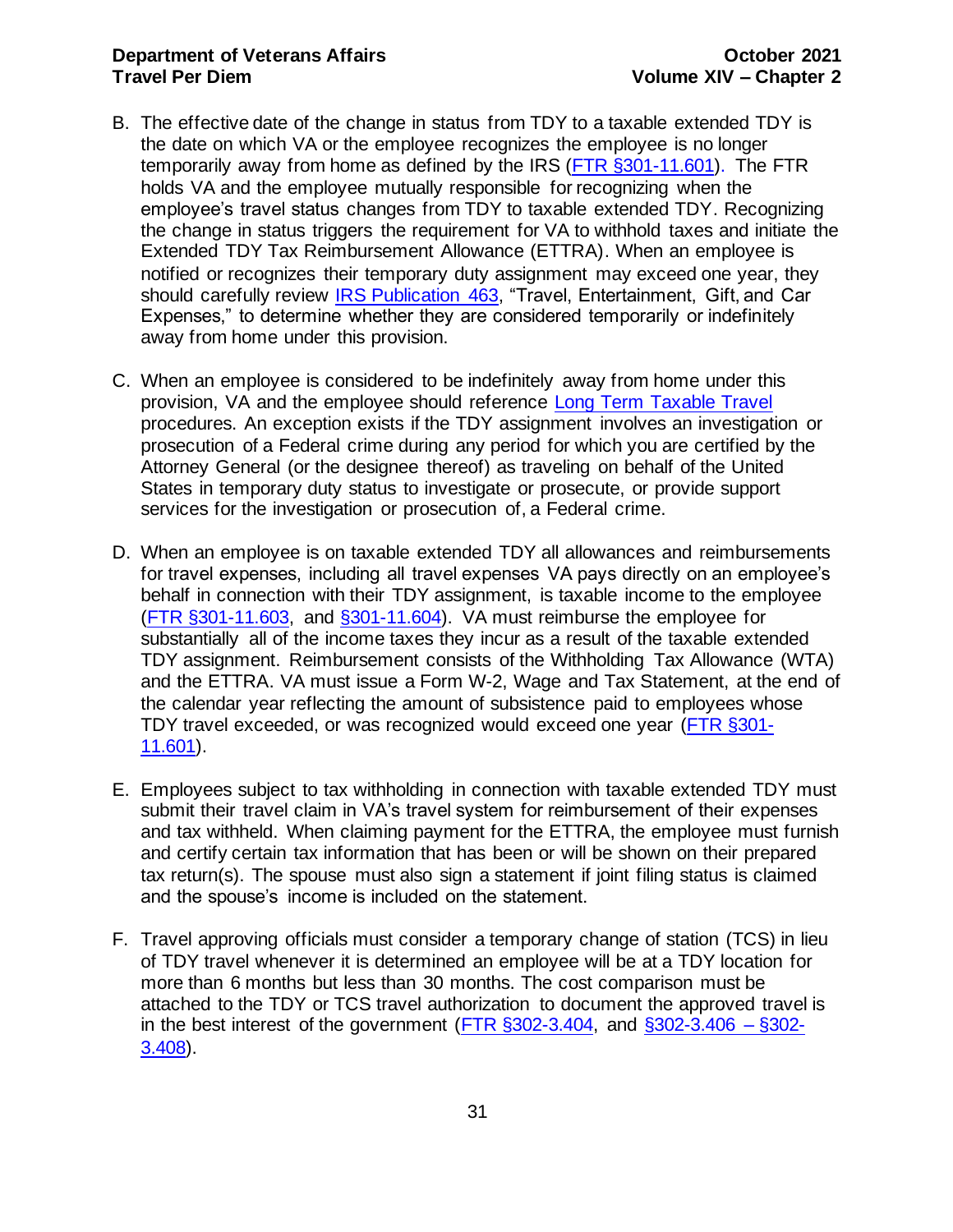B. The effective date of the change in status from TDY to a taxable extended TDY is the date on which VA or the employee recognizes the employee is no longer temporarily away from home as defined by the IRS (FTR §301-11.601). The FTR holds VA and the employee mutually responsible for recognizing when the employee's travel status changes from TDY to taxable extended TDY. Recognizing the change in status triggers the requirement for VA to withhold taxes and initiate the Extended TDY Tax Reimbursement Allowance (ETTRA). When an employee is notified or recognizes their temporary duty assignment may exceed one year, they should carefully review IRS Publication 463, "Travel, Entertainment, Gift, and Car Expenses," to determine whether they are considered temporarily or indefinitely away from home under this provision.

C. When an employee is considered to be indefinitely away from home under this provision, VA and the employee should reference Long Term Taxable Travel procedures. An exception exists if the TDY assignment involves an investigation or prosecution of a Federal crime during any period for which you are certified by the Attorney General (or the designee thereof) as traveling on behalf of the United States in temporary duty status to investigate or prosecute, or provide support services for the investigation or prosecution of, a Federal crime.

D. When an employee is on taxable extended TDY all allowances and reimbursements for travel expenses, including all travel expenses VA pays directly on an employee's behalf in connection with their TDY assignment, is taxable income to the employee (FTR §301-11.603, and §301-11.604). VA must reimburse the employee for substantially all of the income taxes they incur as a result of the taxable extended TDY assignment. Reimbursement consists of the Withholding Tax Allowance (WTA) and the ETTRA. VA must issue a Form W-2, Wage and Tax Statement, at the end of the calendar year reflecting the amount of subsistence paid to employees whose TDY travel exceeded, or was recognized would exceed one year (FTR §301-11.601).

E. Employees subject to tax withholding in connection with taxable extended TDY must submit their travel claim in VA's travel system for reimbursement of their expenses and tax withheld. When claiming payment for the ETTRA, the employee must furnish and certify certain tax information that has been or will be shown on their prepared tax return(s). The spouse must also sign a statement if joint filing status is claimed and the spouse's income is included on the statement.

F. Travel approving officials must consider a temporary change of station (TCS) in lieu of TDY travel whenever it is determined an employee will be at a TDY location for more than 6 months but less than 30 months. The cost comparison must be attached to the TDY or TCS travel authorization to document the approved travel is in the best interest of the government (FTR §302-3.404, and §302-3.406 – §302-3.408).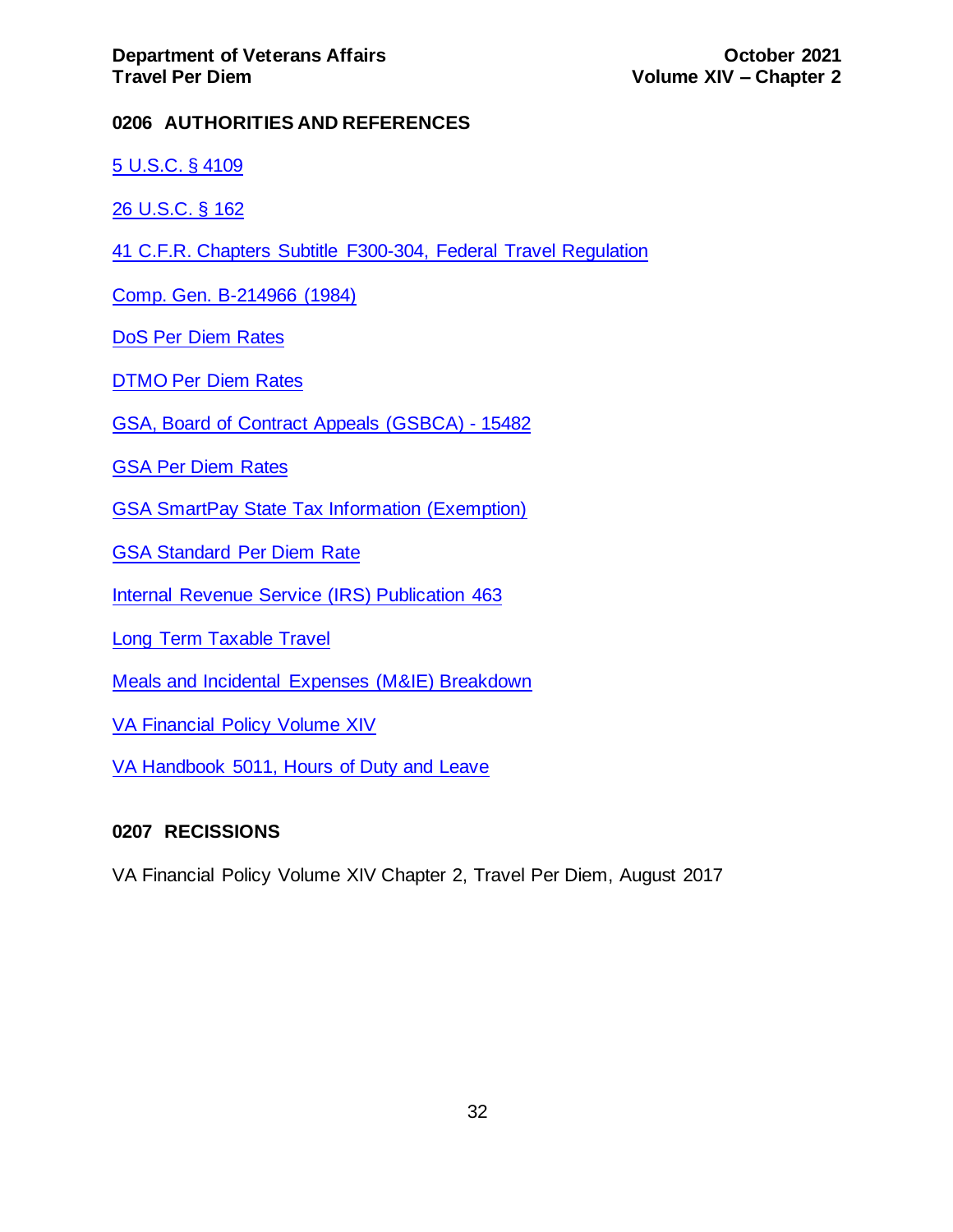## 0206 AUTHORITIES AND REFERENCES

5 U.S.C. § 4109

26 U.S.C. § 162

41 C.F.R. Chapters Subtitle F300-304, Federal Travel Regulation

Comp. Gen. B-214966 (1984)

DoS Per Diem Rates

DTMO Per Diem Rates

GSA, Board of Contract Appeals (GSBCA) - 15482

GSA Per Diem Rates

GSA SmartPay State Tax Information (Exemption)

GSA Standard Per Diem Rate

Internal Revenue Service (IRS) Publication 463

Long Term Taxable Travel

Meals and Incidental Expenses (M&IE) Breakdown

VA Financial Policy Volume XIV

VA Handbook 5011, Hours of Duty and Leave

## 0207 RECISSIONS

VA Financial Policy Volume XIV Chapter 2, Travel Per Diem, August 2017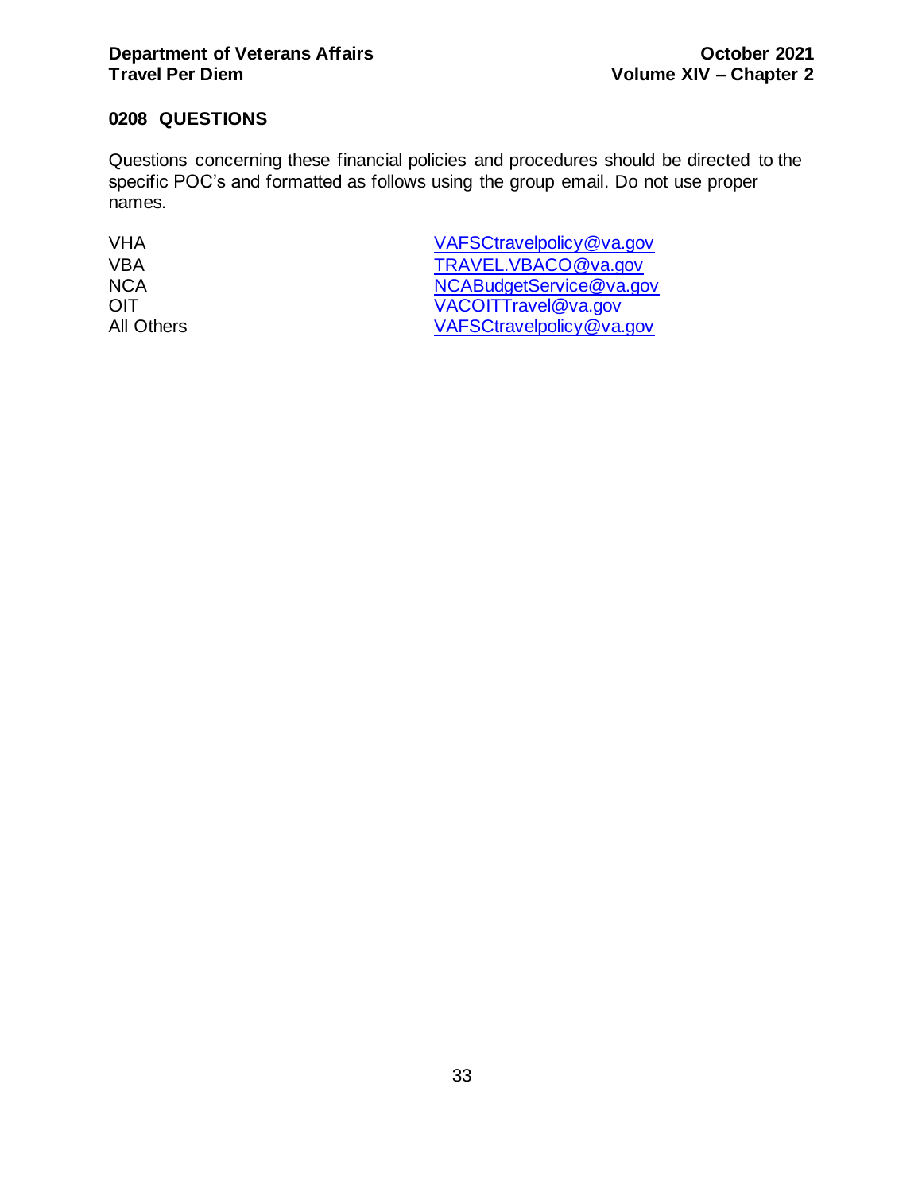## 0208 QUESTIONS

Questions concerning these financial policies and procedures should be directed to the specific POC's and formatted as follows using the group email. Do not use proper names.

| | |
|---|---|
| VHA | VAFSCtravelpolicy@va.gov |
| VBA | TRAVEL.VBACO@va.gov |
| NCA | NCABudgetService@va.gov |
| OIT | VACOITTravel@va.gov |
| All Others | VAFSCtravelpolicy@va.gov |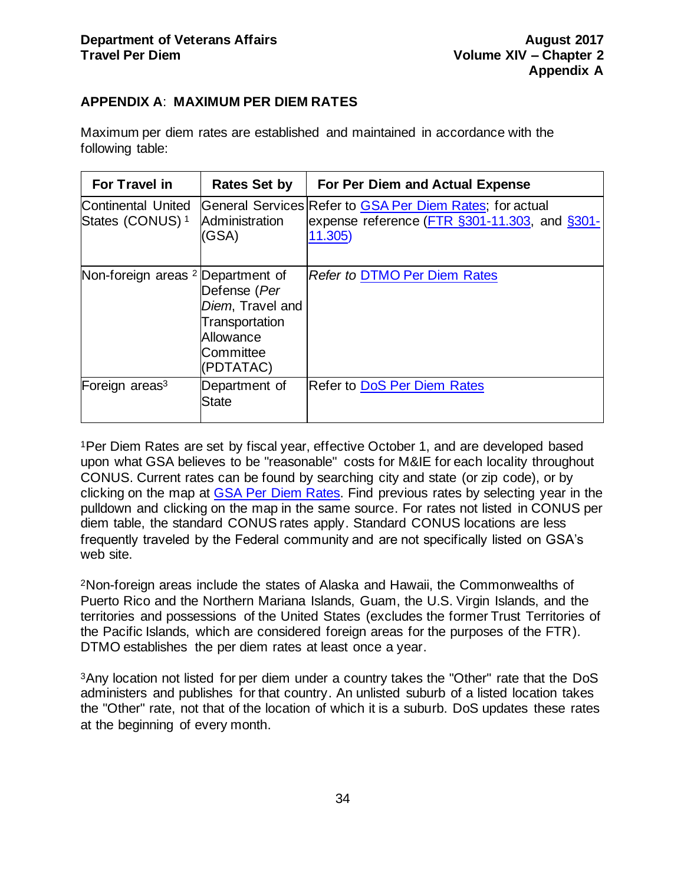## APPENDIX A: MAXIMUM PER DIEM RATES

Maximum per diem rates are established and maintained in accordance with the following table:

| For Travel in | Rates Set by | For Per Diem and Actual Expense |
|---|---|---|
| Continental United States (CONUS) [1] | General Services Administration (GSA) | Refer to GSA Per Diem Rates; for actual expense reference (FTR §301-11.303, and §301-11.305) |
| Non-foreign areas [2] | Department of Defense (*Per Diem*, Travel and Transportation Allowance Committee (PDTATAC) | *Refer to* DTMO Per Diem Rates |
| Foreign areas[3] | Department of State | Refer to DoS Per Diem Rates |

[1]Per Diem Rates are set by fiscal year, effective October 1, and are developed based upon what GSA believes to be "reasonable" costs for M&IE for each locality throughout CONUS. Current rates can be found by searching city and state (or zip code), or by clicking on the map at GSA Per Diem Rates. Find previous rates by selecting year in the pulldown and clicking on the map in the same source. For rates not listed in CONUS per diem table, the standard CONUS rates apply. Standard CONUS locations are less frequently traveled by the Federal community and are not specifically listed on GSA's web site.

[2]Non-foreign areas include the states of Alaska and Hawaii, the Commonwealths of Puerto Rico and the Northern Mariana Islands, Guam, the U.S. Virgin Islands, and the territories and possessions of the United States (excludes the former Trust Territories of the Pacific Islands, which are considered foreign areas for the purposes of the FTR). DTMO establishes the per diem rates at least once a year.

[3]Any location not listed for per diem under a country takes the "Other" rate that the DoS administers and publishes for that country. An unlisted suburb of a listed location takes the "Other" rate, not that of the location of which it is a suburb. DoS updates these rates at the beginning of every month.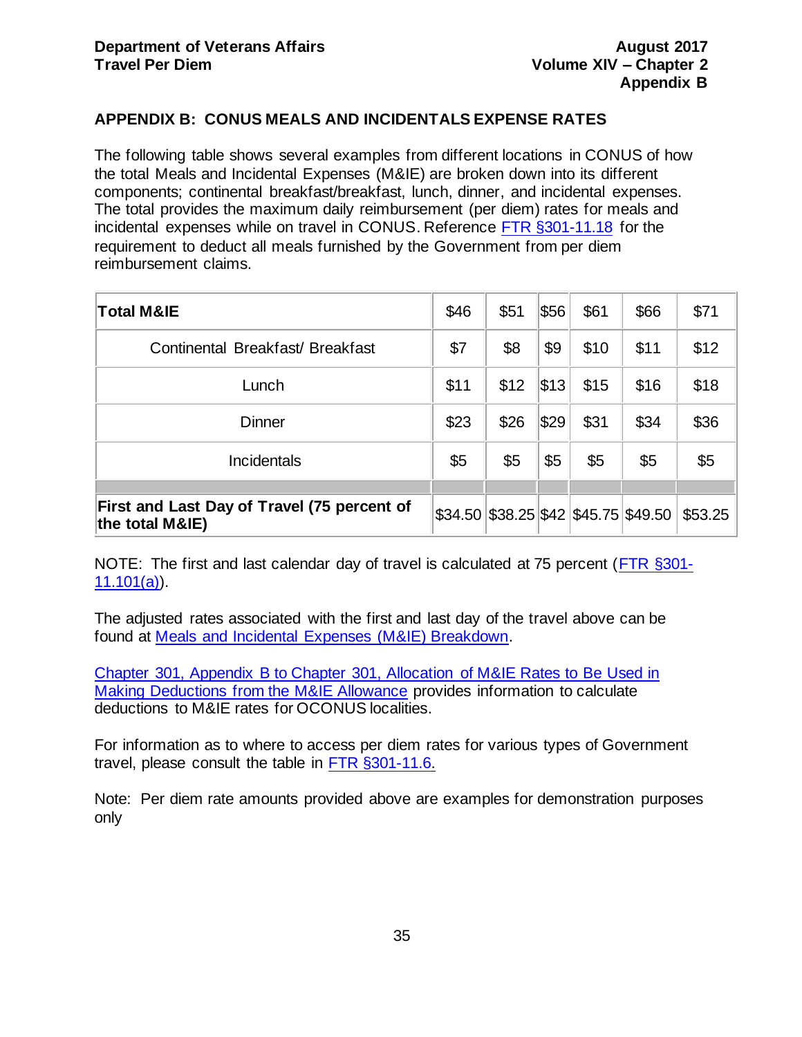## APPENDIX B: CONUS MEALS AND INCIDENTALS EXPENSE RATES

The following table shows several examples from different locations in CONUS of how the total Meals and Incidental Expenses (M&IE) are broken down into its different components; continental breakfast/breakfast, lunch, dinner, and incidental expenses. The total provides the maximum daily reimbursement (per diem) rates for meals and incidental expenses while on travel in CONUS. Reference [FTR §301-11.18](#) for the requirement to deduct all meals furnished by the Government from per diem reimbursement claims.

| **Total M&IE** | $46 | $51 | $56 | $61 | $66 | $71 |
|---|---|---|---|---|---|---|
| Continental Breakfast/ Breakfast | $7 | $8 | $9 | $10 | $11 | $12 |
| Lunch | $11 | $12 | $13 | $15 | $16 | $18 |
| Dinner | $23 | $26 | $29 | $31 | $34 | $36 |
| Incidentals | $5 | $5 | $5 | $5 | $5 | $5 |
| | | | | | | |
| **First and Last Day of Travel (75 percent of the total M&IE)** | $34.50 | $38.25 | $42 | $45.75 | $49.50 | $53.25 |

NOTE: The first and last calendar day of travel is calculated at 75 percent ([FTR §301-11.101(a)](#)).

The adjusted rates associated with the first and last day of the travel above can be found at [Meals and Incidental Expenses (M&IE) Breakdown](#).

[Chapter 301, Appendix B to Chapter 301, Allocation of M&IE Rates to Be Used in Making Deductions from the M&IE Allowance](#) provides information to calculate deductions to M&IE rates for OCONUS localities.

For information as to where to access per diem rates for various types of Government travel, please consult the table in [FTR §301-11.6.](#)

Note: Per diem rate amounts provided above are examples for demonstration purposes only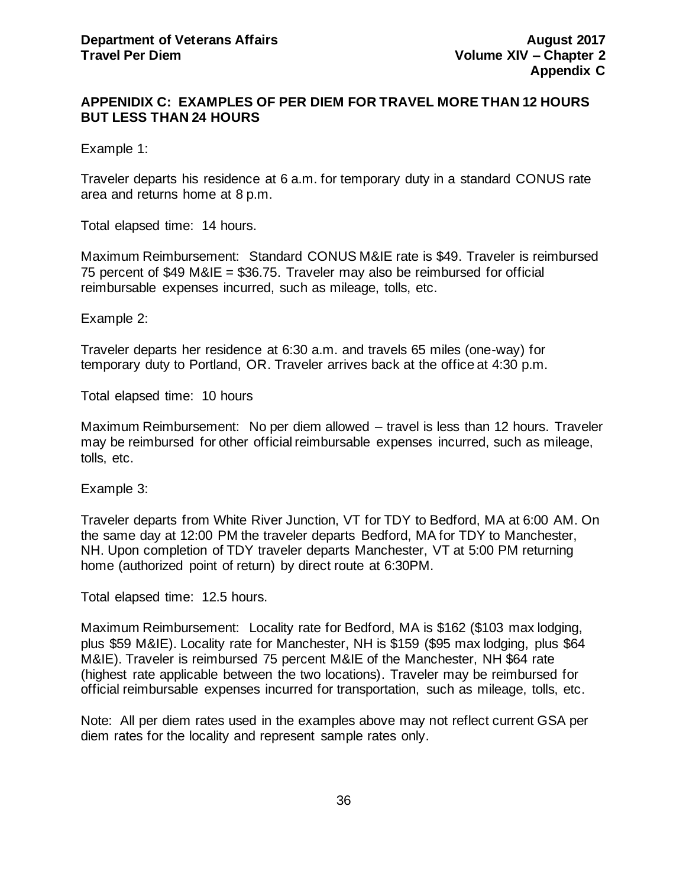## APPENIDIX C: EXAMPLES OF PER DIEM FOR TRAVEL MORE THAN 12 HOURS BUT LESS THAN 24 HOURS

Example 1:

Traveler departs his residence at 6 a.m. for temporary duty in a standard CONUS rate area and returns home at 8 p.m.

Total elapsed time: 14 hours.

Maximum Reimbursement: Standard CONUS M&IE rate is $49. Traveler is reimbursed 75 percent of $49 M&IE = $36.75. Traveler may also be reimbursed for official reimbursable expenses incurred, such as mileage, tolls, etc.

Example 2:

Traveler departs her residence at 6:30 a.m. and travels 65 miles (one-way) for temporary duty to Portland, OR. Traveler arrives back at the office at 4:30 p.m.

Total elapsed time: 10 hours

Maximum Reimbursement: No per diem allowed – travel is less than 12 hours. Traveler may be reimbursed for other official reimbursable expenses incurred, such as mileage, tolls, etc.

Example 3:

Traveler departs from White River Junction, VT for TDY to Bedford, MA at 6:00 AM. On the same day at 12:00 PM the traveler departs Bedford, MA for TDY to Manchester, NH. Upon completion of TDY traveler departs Manchester, VT at 5:00 PM returning home (authorized point of return) by direct route at 6:30PM.

Total elapsed time: 12.5 hours.

Maximum Reimbursement: Locality rate for Bedford, MA is $162 ($103 max lodging, plus $59 M&IE). Locality rate for Manchester, NH is $159 ($95 max lodging, plus $64 M&IE). Traveler is reimbursed 75 percent M&IE of the Manchester, NH $64 rate (highest rate applicable between the two locations). Traveler may be reimbursed for official reimbursable expenses incurred for transportation, such as mileage, tolls, etc.

Note: All per diem rates used in the examples above may not reflect current GSA per diem rates for the locality and represent sample rates only.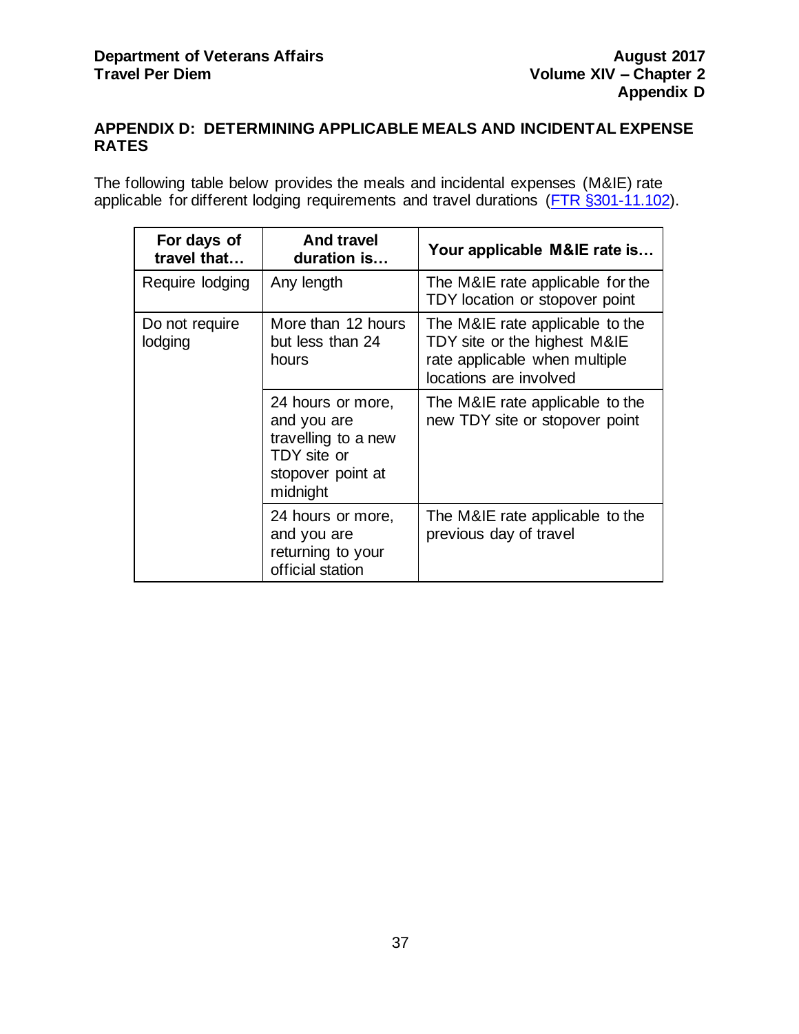## APPENDIX D: DETERMINING APPLICABLE MEALS AND INCIDENTAL EXPENSE RATES

The following table below provides the meals and incidental expenses (M&IE) rate applicable for different lodging requirements and travel durations (FTR §301-11.102).

| For days of travel that… | And travel duration is… | Your applicable M&IE rate is… |
|---|---|---|
| Require lodging | Any length | The M&IE rate applicable for the TDY location or stopover point |
| Do not require lodging | More than 12 hours but less than 24 hours | The M&IE rate applicable to the TDY site or the highest M&IE rate applicable when multiple locations are involved |
| | 24 hours or more, and you are travelling to a new TDY site or stopover point at midnight | The M&IE rate applicable to the new TDY site or stopover point |
| | 24 hours or more, and you are returning to your official station | The M&IE rate applicable to the previous day of travel |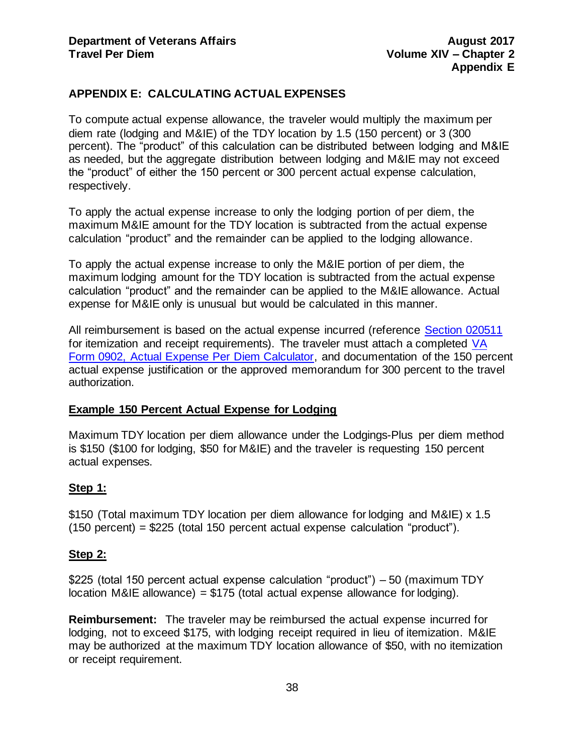## APPENDIX E: CALCULATING ACTUAL EXPENSES

To compute actual expense allowance, the traveler would multiply the maximum per diem rate (lodging and M&IE) of the TDY location by 1.5 (150 percent) or 3 (300 percent). The "product" of this calculation can be distributed between lodging and M&IE as needed, but the aggregate distribution between lodging and M&IE may not exceed the "product" of either the 150 percent or 300 percent actual expense calculation, respectively.

To apply the actual expense increase to only the lodging portion of per diem, the maximum M&IE amount for the TDY location is subtracted from the actual expense calculation "product" and the remainder can be applied to the lodging allowance.

To apply the actual expense increase to only the M&IE portion of per diem, the maximum lodging amount for the TDY location is subtracted from the actual expense calculation "product" and the remainder can be applied to the M&IE allowance. Actual expense for M&IE only is unusual but would be calculated in this manner.

All reimbursement is based on the actual expense incurred (reference Section 020511 for itemization and receipt requirements). The traveler must attach a completed VA Form 0902, Actual Expense Per Diem Calculator, and documentation of the 150 percent actual expense justification or the approved memorandum for 300 percent to the travel authorization.

### Example 150 Percent Actual Expense for Lodging

Maximum TDY location per diem allowance under the Lodgings-Plus per diem method is $150 ($100 for lodging, $50 for M&IE) and the traveler is requesting 150 percent actual expenses.

**Step 1:**

$150 (Total maximum TDY location per diem allowance for lodging and M&IE) x 1.5 (150 percent) = $225 (total 150 percent actual expense calculation "product").

**Step 2:**

$225 (total 150 percent actual expense calculation "product") – 50 (maximum TDY location M&IE allowance) = $175 (total actual expense allowance for lodging).

**Reimbursement:** The traveler may be reimbursed the actual expense incurred for lodging, not to exceed $175, with lodging receipt required in lieu of itemization. M&IE may be authorized at the maximum TDY location allowance of $50, with no itemization or receipt requirement.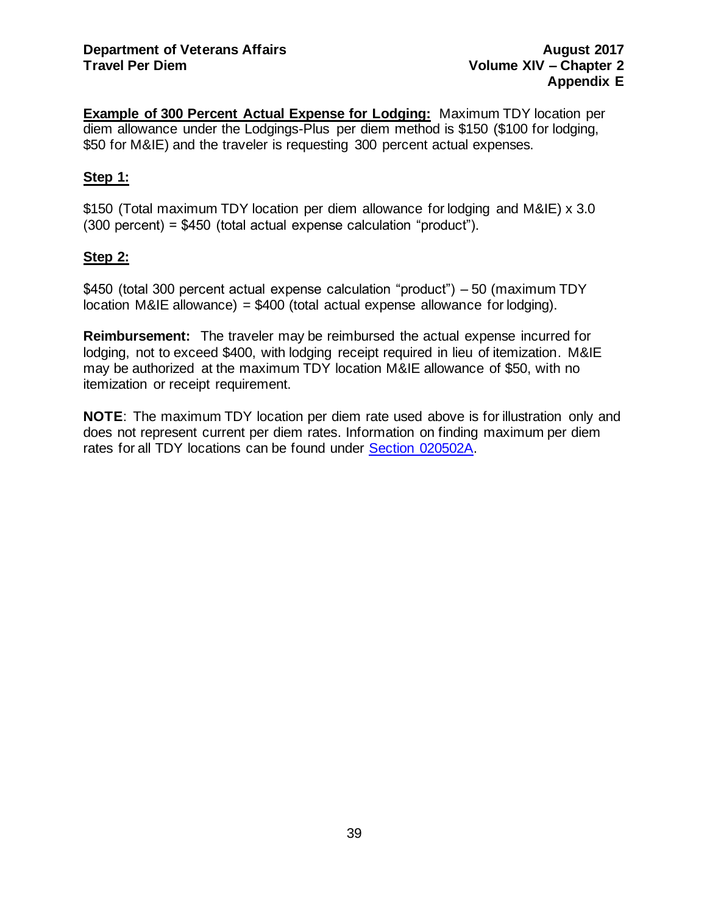**Example of 300 Percent Actual Expense for Lodging:** Maximum TDY location per diem allowance under the Lodgings-Plus per diem method is $150 ($100 for lodging, $50 for M&IE) and the traveler is requesting 300 percent actual expenses.

**Step 1:**

$150 (Total maximum TDY location per diem allowance for lodging and M&IE) x 3.0 (300 percent) = $450 (total actual expense calculation "product").

**Step 2:**

$450 (total 300 percent actual expense calculation "product") – 50 (maximum TDY location M&IE allowance) = $400 (total actual expense allowance for lodging).

**Reimbursement:** The traveler may be reimbursed the actual expense incurred for lodging, not to exceed $400, with lodging receipt required in lieu of itemization. M&IE may be authorized at the maximum TDY location M&IE allowance of $50, with no itemization or receipt requirement.

**NOTE**: The maximum TDY location per diem rate used above is for illustration only and does not represent current per diem rates. Information on finding maximum per diem rates for all TDY locations can be found under Section 020502A.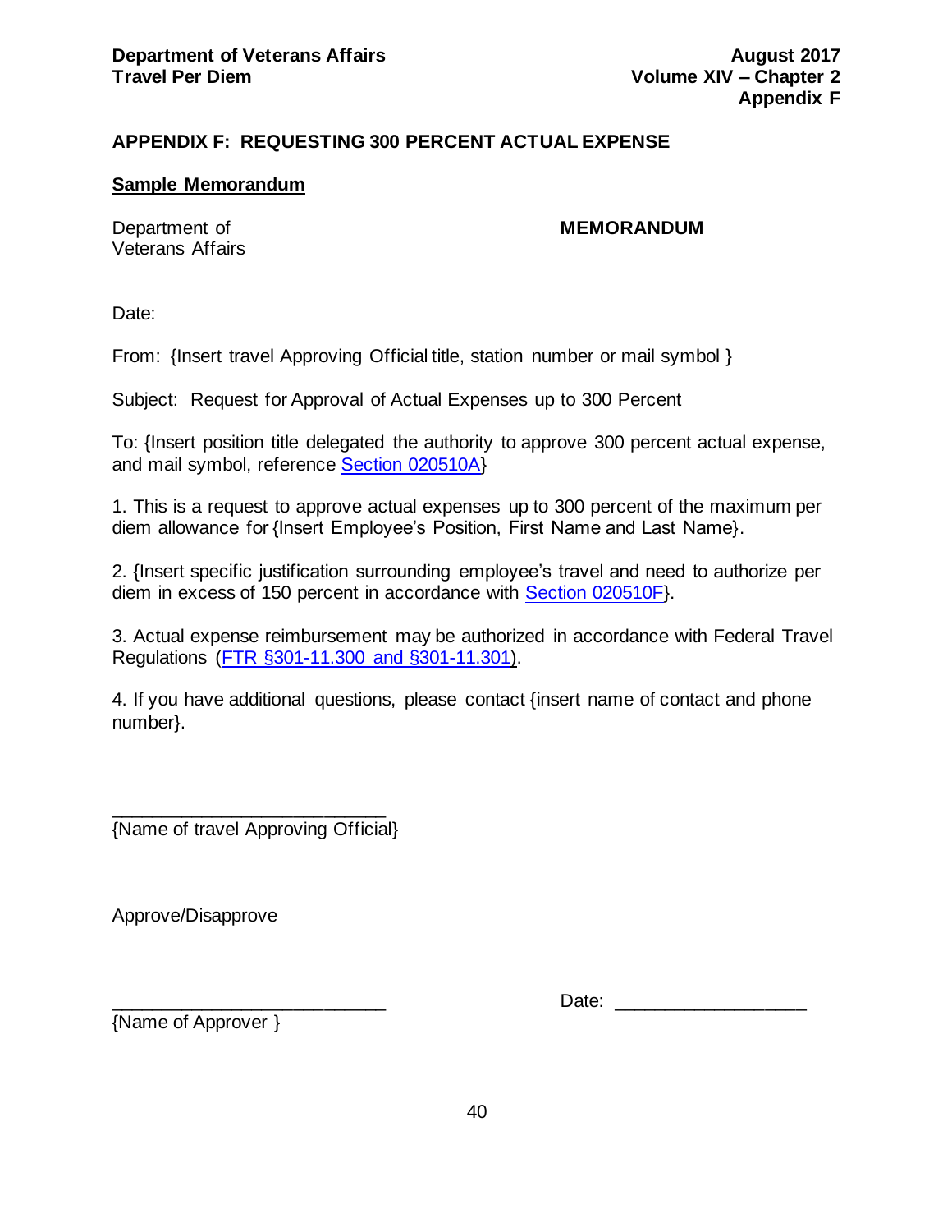## APPENDIX F: REQUESTING 300 PERCENT ACTUAL EXPENSE

**Sample Memorandum**

Department of
Veterans Affairs

**MEMORANDUM**

Date:

From: {Insert travel Approving Official title, station number or mail symbol }

Subject: Request for Approval of Actual Expenses up to 300 Percent

To: {Insert position title delegated the authority to approve 300 percent actual expense, and mail symbol, reference Section 020510A}

1. This is a request to approve actual expenses up to 300 percent of the maximum per diem allowance for {Insert Employee's Position, First Name and Last Name}.

2. {Insert specific justification surrounding employee's travel and need to authorize per diem in excess of 150 percent in accordance with Section 020510F}.

3. Actual expense reimbursement may be authorized in accordance with Federal Travel Regulations (FTR §301-11.300 and §301-11.301).

4. If you have additional questions, please contact {insert name of contact and phone number}.

\_\_\_\_\_\_\_\_\_\_\_\_\_\_\_\_\_\_\_\_\_\_\_\_\_\_\_
{Name of travel Approving Official}

Approve/Disapprove

\_\_\_\_\_\_\_\_\_\_\_\_\_\_\_\_\_\_\_\_\_\_\_\_\_\_\_ Date: \_\_\_\_\_\_\_\_\_\_\_\_\_\_\_\_\_\_\_
{Name of Approver }